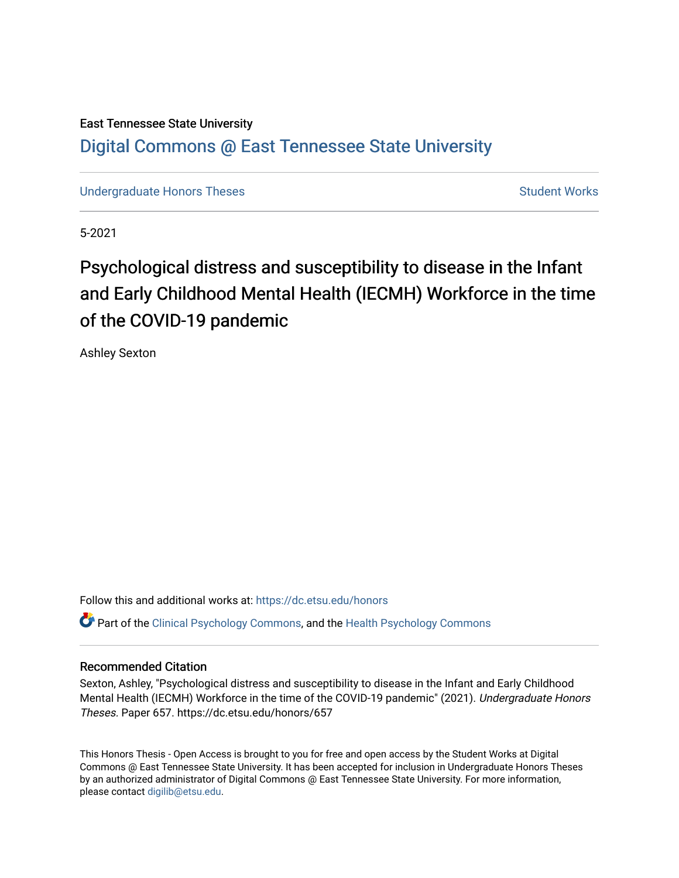East Tennessee State University

# Digital Commons @ East Tennessee State University

Undergraduate Honors Theses | Student Works

5-2021

# Psychological distress and susceptibility to disease in the Infant and Early Childhood Mental Health (IECMH) Workforce in the time of the COVID-19 pandemic

Ashley Sexton

Follow this and additional works at: https://dc.etsu.edu/honors

Part of the Clinical Psychology Commons, and the Health Psychology Commons

## Recommended Citation

Sexton, Ashley, "Psychological distress and susceptibility to disease in the Infant and Early Childhood Mental Health (IECMH) Workforce in the time of the COVID-19 pandemic" (2021). *Undergraduate Honors Theses.* Paper 657. https://dc.etsu.edu/honors/657

This Honors Thesis - Open Access is brought to you for free and open access by the Student Works at Digital Commons @ East Tennessee State University. It has been accepted for inclusion in Undergraduate Honors Theses by an authorized administrator of Digital Commons @ East Tennessee State University. For more information, please contact digilib@etsu.edu.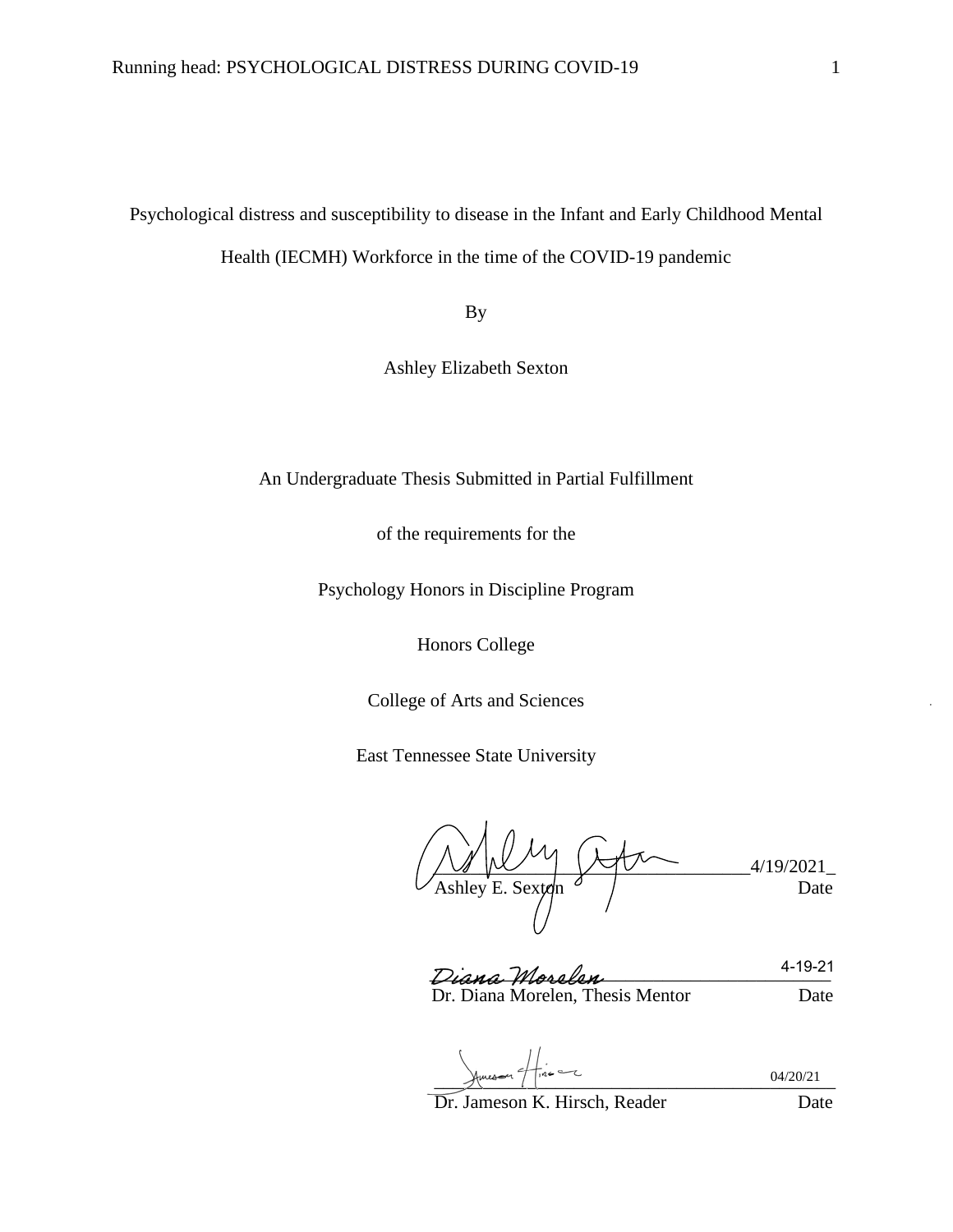Psychological distress and susceptibility to disease in the Infant and Early Childhood Mental Health (IECMH) Workforce in the time of the COVID-19 pandemic

By

Ashley Elizabeth Sexton

An Undergraduate Thesis Submitted in Partial Fulfillment

of the requirements for the

Psychology Honors in Discipline Program

Honors College

College of Arts and Sciences

East Tennessee State University

_____________________________________ 4/19/2021
Ashley E. Sexton                                                    Date

_____________________________________ 4-19-21
Dr. Diana Morelen, Thesis Mentor                       Date

_____________________________________ 04/20/21
Dr. Jameson K. Hirsch, Reader                              Date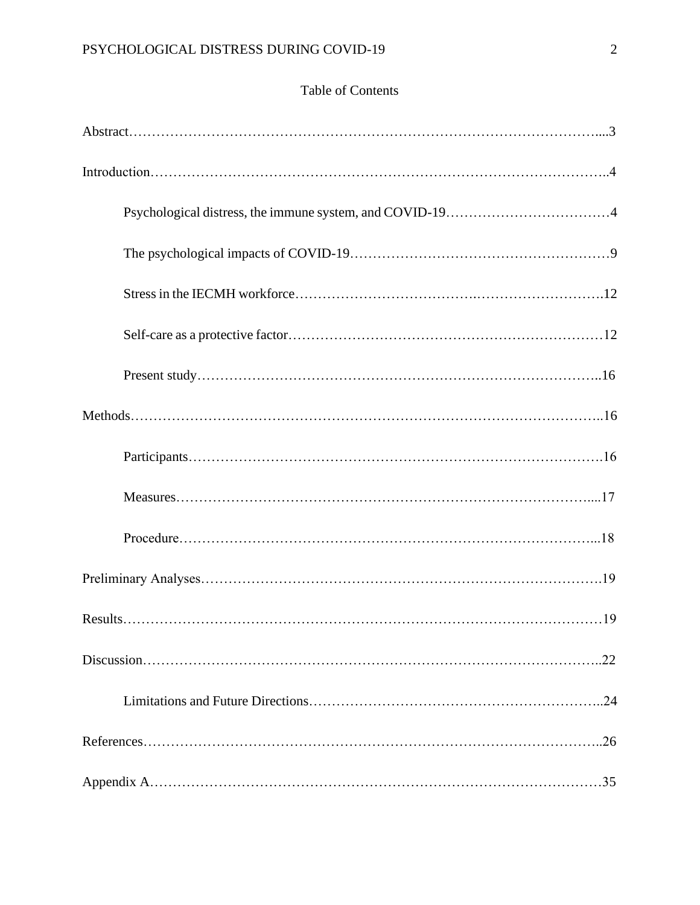# Table of Contents

Abstract....3

Introduction....4

- Psychological distress, the immune system, and COVID-19....4
- The psychological impacts of COVID-19....9
- Stress in the IECMH workforce....12
- Self-care as a protective factor....12
- Present study....16

Methods....16

- Participants....16
- Measures....17
- Procedure....18

Preliminary Analyses....19

Results....19

Discussion....22

- Limitations and Future Directions....24

References....26

Appendix A....35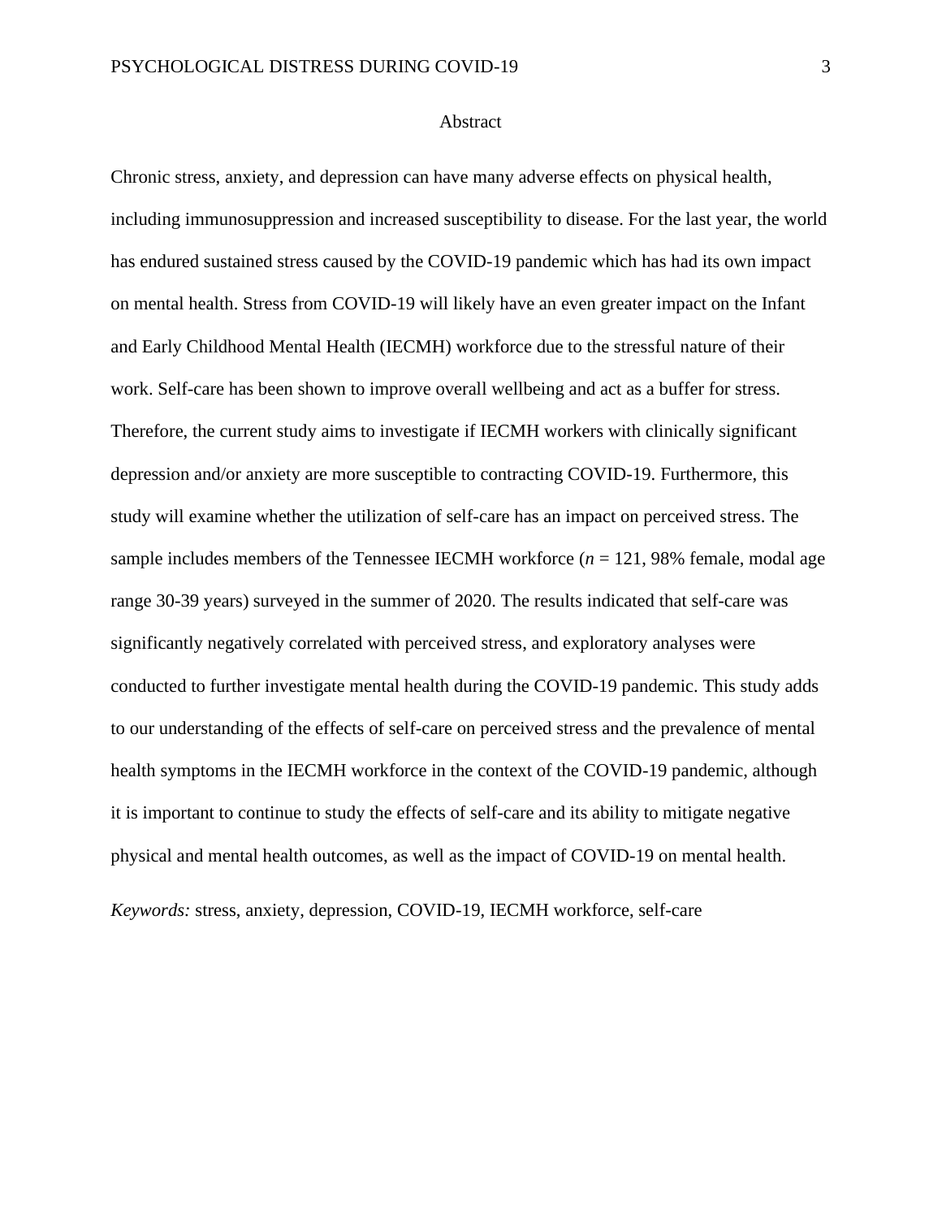# Abstract

Chronic stress, anxiety, and depression can have many adverse effects on physical health, including immunosuppression and increased susceptibility to disease. For the last year, the world has endured sustained stress caused by the COVID-19 pandemic which has had its own impact on mental health. Stress from COVID-19 will likely have an even greater impact on the Infant and Early Childhood Mental Health (IECMH) workforce due to the stressful nature of their work. Self-care has been shown to improve overall wellbeing and act as a buffer for stress. Therefore, the current study aims to investigate if IECMH workers with clinically significant depression and/or anxiety are more susceptible to contracting COVID-19. Furthermore, this study will examine whether the utilization of self-care has an impact on perceived stress. The sample includes members of the Tennessee IECMH workforce (*n* = 121, 98% female, modal age range 30-39 years) surveyed in the summer of 2020. The results indicated that self-care was significantly negatively correlated with perceived stress, and exploratory analyses were conducted to further investigate mental health during the COVID-19 pandemic. This study adds to our understanding of the effects of self-care on perceived stress and the prevalence of mental health symptoms in the IECMH workforce in the context of the COVID-19 pandemic, although it is important to continue to study the effects of self-care and its ability to mitigate negative physical and mental health outcomes, as well as the impact of COVID-19 on mental health.

*Keywords:* stress, anxiety, depression, COVID-19, IECMH workforce, self-care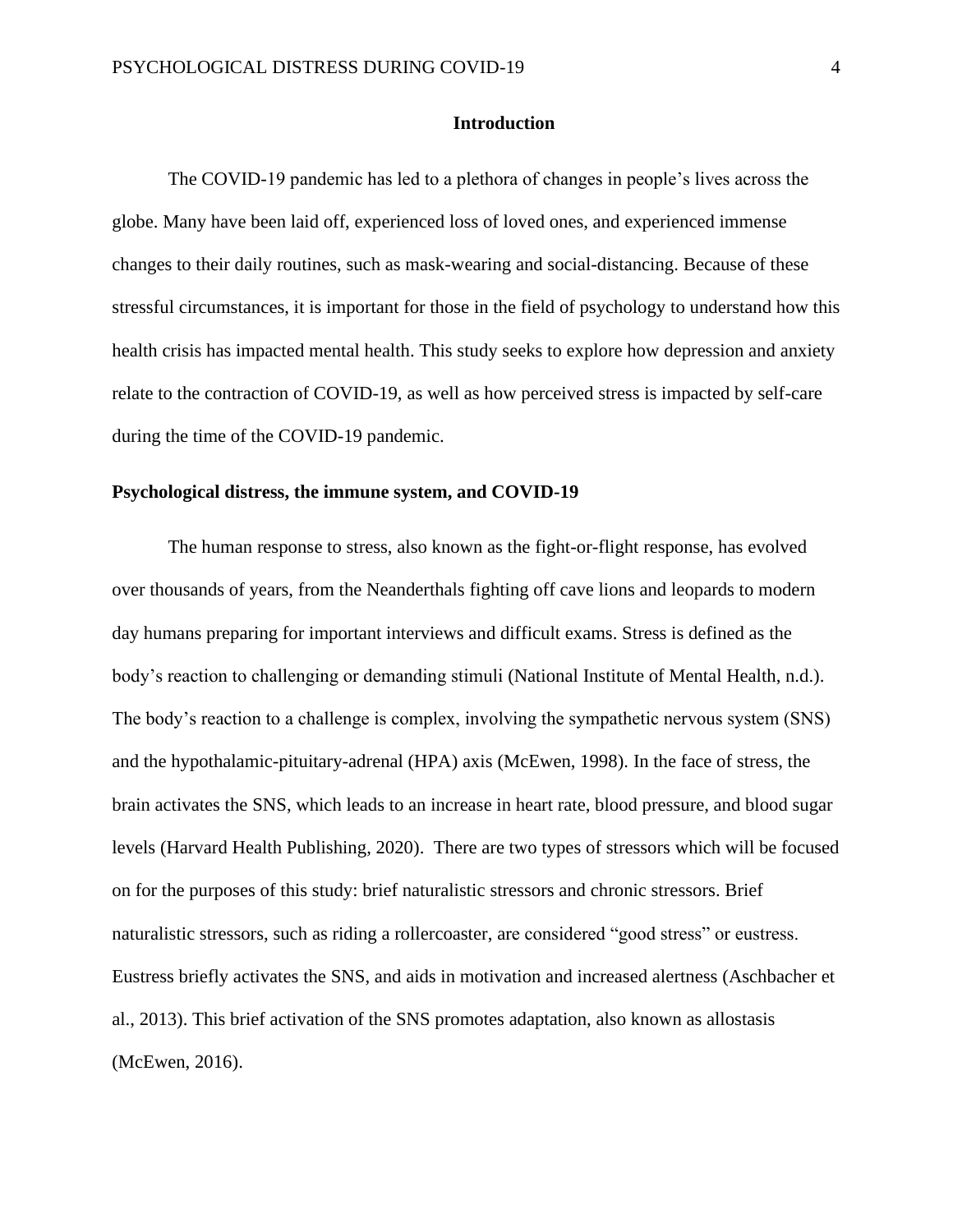# Introduction

The COVID-19 pandemic has led to a plethora of changes in people's lives across the globe. Many have been laid off, experienced loss of loved ones, and experienced immense changes to their daily routines, such as mask-wearing and social-distancing. Because of these stressful circumstances, it is important for those in the field of psychology to understand how this health crisis has impacted mental health. This study seeks to explore how depression and anxiety relate to the contraction of COVID-19, as well as how perceived stress is impacted by self-care during the time of the COVID-19 pandemic.

## Psychological distress, the immune system, and COVID-19

The human response to stress, also known as the fight-or-flight response, has evolved over thousands of years, from the Neanderthals fighting off cave lions and leopards to modern day humans preparing for important interviews and difficult exams. Stress is defined as the body's reaction to challenging or demanding stimuli (National Institute of Mental Health, n.d.). The body's reaction to a challenge is complex, involving the sympathetic nervous system (SNS) and the hypothalamic-pituitary-adrenal (HPA) axis (McEwen, 1998). In the face of stress, the brain activates the SNS, which leads to an increase in heart rate, blood pressure, and blood sugar levels (Harvard Health Publishing, 2020). There are two types of stressors which will be focused on for the purposes of this study: brief naturalistic stressors and chronic stressors. Brief naturalistic stressors, such as riding a rollercoaster, are considered "good stress" or eustress. Eustress briefly activates the SNS, and aids in motivation and increased alertness (Aschbacher et al., 2013). This brief activation of the SNS promotes adaptation, also known as allostasis (McEwen, 2016).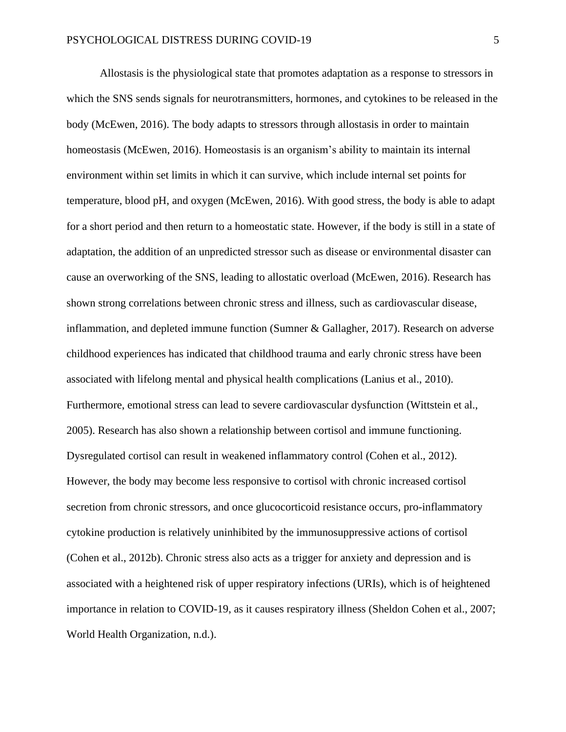Allostasis is the physiological state that promotes adaptation as a response to stressors in which the SNS sends signals for neurotransmitters, hormones, and cytokines to be released in the body (McEwen, 2016). The body adapts to stressors through allostasis in order to maintain homeostasis (McEwen, 2016). Homeostasis is an organism's ability to maintain its internal environment within set limits in which it can survive, which include internal set points for temperature, blood pH, and oxygen (McEwen, 2016). With good stress, the body is able to adapt for a short period and then return to a homeostatic state. However, if the body is still in a state of adaptation, the addition of an unpredicted stressor such as disease or environmental disaster can cause an overworking of the SNS, leading to allostatic overload (McEwen, 2016). Research has shown strong correlations between chronic stress and illness, such as cardiovascular disease, inflammation, and depleted immune function (Sumner & Gallagher, 2017). Research on adverse childhood experiences has indicated that childhood trauma and early chronic stress have been associated with lifelong mental and physical health complications (Lanius et al., 2010). Furthermore, emotional stress can lead to severe cardiovascular dysfunction (Wittstein et al., 2005). Research has also shown a relationship between cortisol and immune functioning. Dysregulated cortisol can result in weakened inflammatory control (Cohen et al., 2012). However, the body may become less responsive to cortisol with chronic increased cortisol secretion from chronic stressors, and once glucocorticoid resistance occurs, pro-inflammatory cytokine production is relatively uninhibited by the immunosuppressive actions of cortisol (Cohen et al., 2012b). Chronic stress also acts as a trigger for anxiety and depression and is associated with a heightened risk of upper respiratory infections (URIs), which is of heightened importance in relation to COVID-19, as it causes respiratory illness (Sheldon Cohen et al., 2007; World Health Organization, n.d.).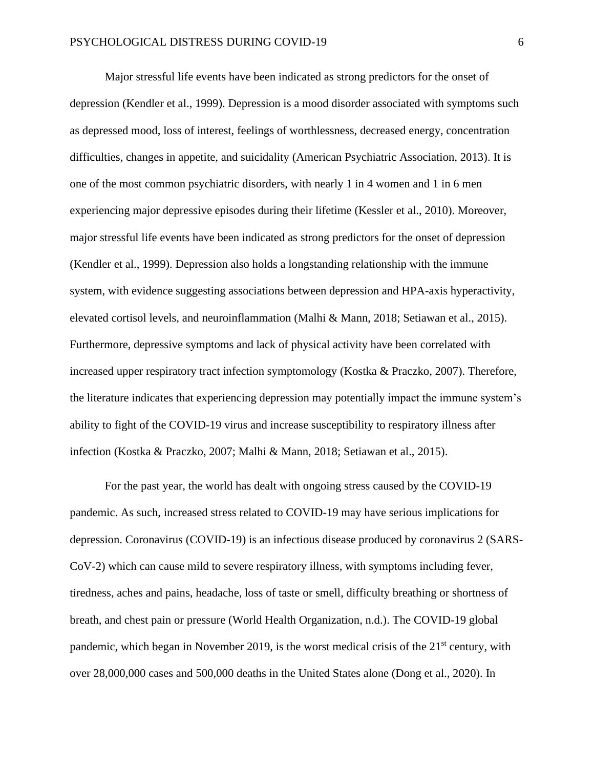Major stressful life events have been indicated as strong predictors for the onset of depression (Kendler et al., 1999). Depression is a mood disorder associated with symptoms such as depressed mood, loss of interest, feelings of worthlessness, decreased energy, concentration difficulties, changes in appetite, and suicidality (American Psychiatric Association, 2013). It is one of the most common psychiatric disorders, with nearly 1 in 4 women and 1 in 6 men experiencing major depressive episodes during their lifetime (Kessler et al., 2010). Moreover, major stressful life events have been indicated as strong predictors for the onset of depression (Kendler et al., 1999). Depression also holds a longstanding relationship with the immune system, with evidence suggesting associations between depression and HPA-axis hyperactivity, elevated cortisol levels, and neuroinflammation (Malhi & Mann, 2018; Setiawan et al., 2015). Furthermore, depressive symptoms and lack of physical activity have been correlated with increased upper respiratory tract infection symptomology (Kostka & Praczko, 2007). Therefore, the literature indicates that experiencing depression may potentially impact the immune system's ability to fight of the COVID-19 virus and increase susceptibility to respiratory illness after infection (Kostka & Praczko, 2007; Malhi & Mann, 2018; Setiawan et al., 2015).

For the past year, the world has dealt with ongoing stress caused by the COVID-19 pandemic. As such, increased stress related to COVID-19 may have serious implications for depression. Coronavirus (COVID-19) is an infectious disease produced by coronavirus 2 (SARS-CoV-2) which can cause mild to severe respiratory illness, with symptoms including fever, tiredness, aches and pains, headache, loss of taste or smell, difficulty breathing or shortness of breath, and chest pain or pressure (World Health Organization, n.d.). The COVID-19 global pandemic, which began in November 2019, is the worst medical crisis of the 21st century, with over 28,000,000 cases and 500,000 deaths in the United States alone (Dong et al., 2020). In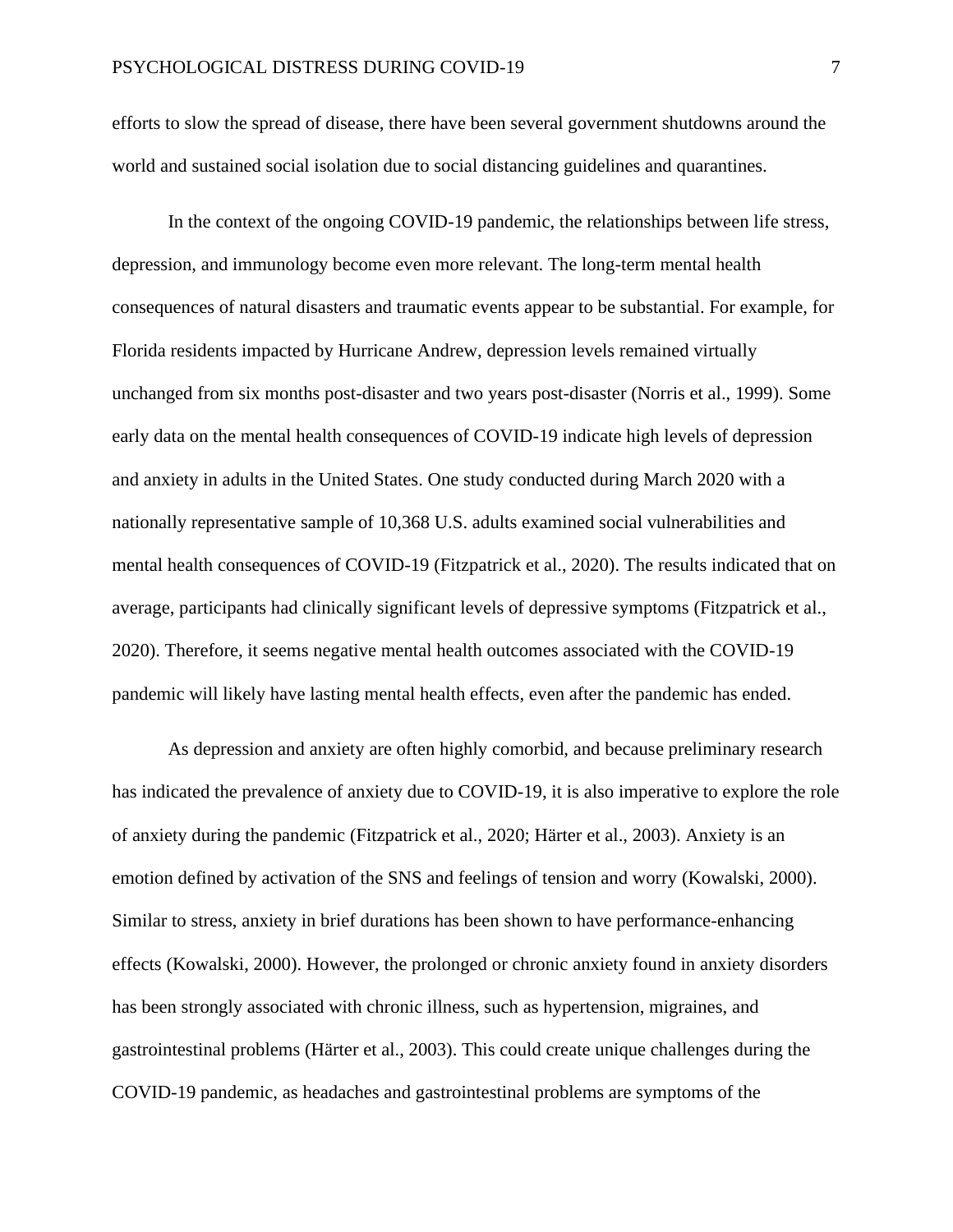efforts to slow the spread of disease, there have been several government shutdowns around the world and sustained social isolation due to social distancing guidelines and quarantines.

In the context of the ongoing COVID-19 pandemic, the relationships between life stress, depression, and immunology become even more relevant. The long-term mental health consequences of natural disasters and traumatic events appear to be substantial. For example, for Florida residents impacted by Hurricane Andrew, depression levels remained virtually unchanged from six months post-disaster and two years post-disaster (Norris et al., 1999). Some early data on the mental health consequences of COVID-19 indicate high levels of depression and anxiety in adults in the United States. One study conducted during March 2020 with a nationally representative sample of 10,368 U.S. adults examined social vulnerabilities and mental health consequences of COVID-19 (Fitzpatrick et al., 2020). The results indicated that on average, participants had clinically significant levels of depressive symptoms (Fitzpatrick et al., 2020). Therefore, it seems negative mental health outcomes associated with the COVID-19 pandemic will likely have lasting mental health effects, even after the pandemic has ended.

As depression and anxiety are often highly comorbid, and because preliminary research has indicated the prevalence of anxiety due to COVID-19, it is also imperative to explore the role of anxiety during the pandemic (Fitzpatrick et al., 2020; Härter et al., 2003). Anxiety is an emotion defined by activation of the SNS and feelings of tension and worry (Kowalski, 2000). Similar to stress, anxiety in brief durations has been shown to have performance-enhancing effects (Kowalski, 2000). However, the prolonged or chronic anxiety found in anxiety disorders has been strongly associated with chronic illness, such as hypertension, migraines, and gastrointestinal problems (Härter et al., 2003). This could create unique challenges during the COVID-19 pandemic, as headaches and gastrointestinal problems are symptoms of the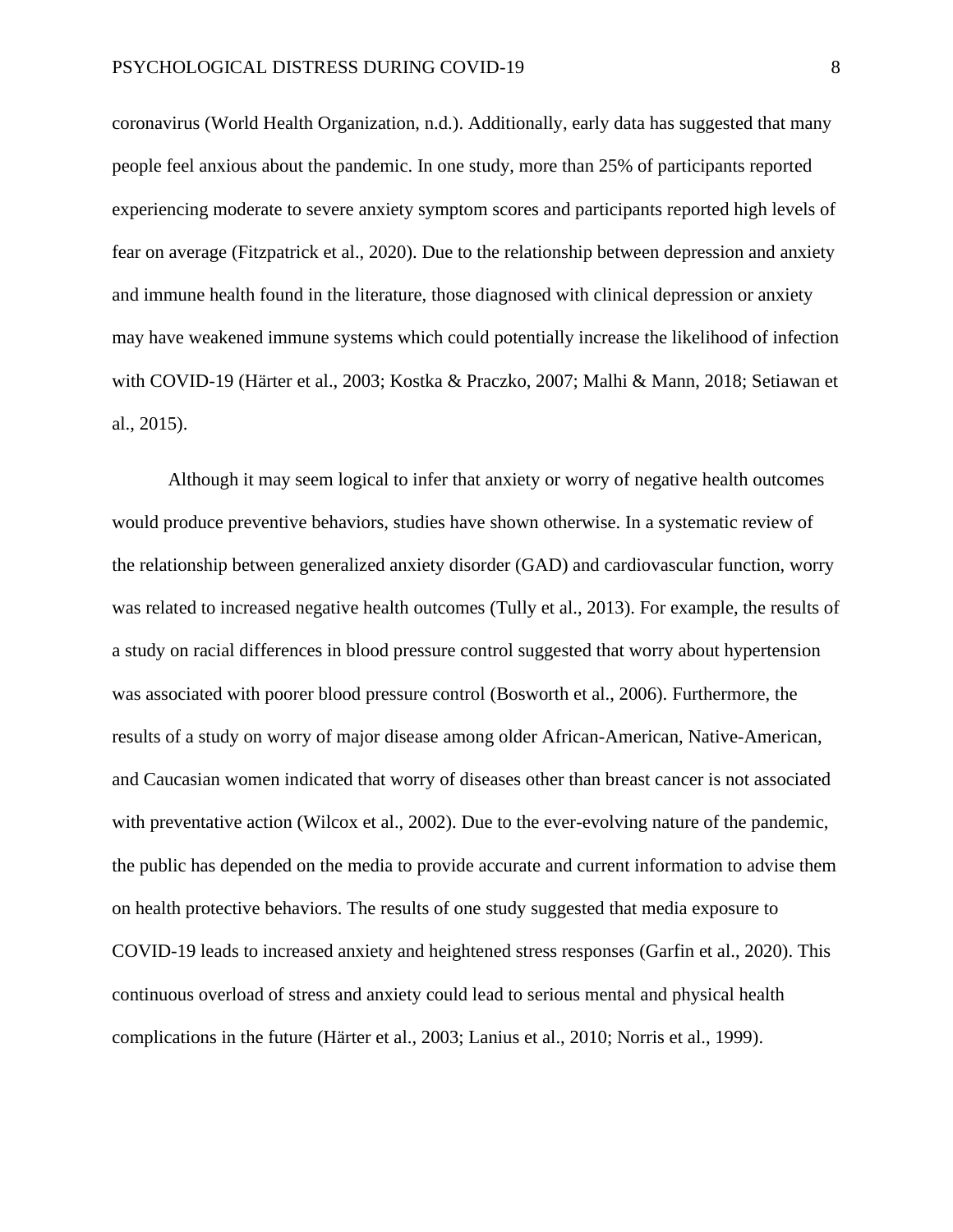coronavirus (World Health Organization, n.d.). Additionally, early data has suggested that many people feel anxious about the pandemic. In one study, more than 25% of participants reported experiencing moderate to severe anxiety symptom scores and participants reported high levels of fear on average (Fitzpatrick et al., 2020). Due to the relationship between depression and anxiety and immune health found in the literature, those diagnosed with clinical depression or anxiety may have weakened immune systems which could potentially increase the likelihood of infection with COVID-19 (Härter et al., 2003; Kostka & Praczko, 2007; Malhi & Mann, 2018; Setiawan et al., 2015).

Although it may seem logical to infer that anxiety or worry of negative health outcomes would produce preventive behaviors, studies have shown otherwise. In a systematic review of the relationship between generalized anxiety disorder (GAD) and cardiovascular function, worry was related to increased negative health outcomes (Tully et al., 2013). For example, the results of a study on racial differences in blood pressure control suggested that worry about hypertension was associated with poorer blood pressure control (Bosworth et al., 2006). Furthermore, the results of a study on worry of major disease among older African-American, Native-American, and Caucasian women indicated that worry of diseases other than breast cancer is not associated with preventative action (Wilcox et al., 2002). Due to the ever-evolving nature of the pandemic, the public has depended on the media to provide accurate and current information to advise them on health protective behaviors. The results of one study suggested that media exposure to COVID-19 leads to increased anxiety and heightened stress responses (Garfin et al., 2020). This continuous overload of stress and anxiety could lead to serious mental and physical health complications in the future (Härter et al., 2003; Lanius et al., 2010; Norris et al., 1999).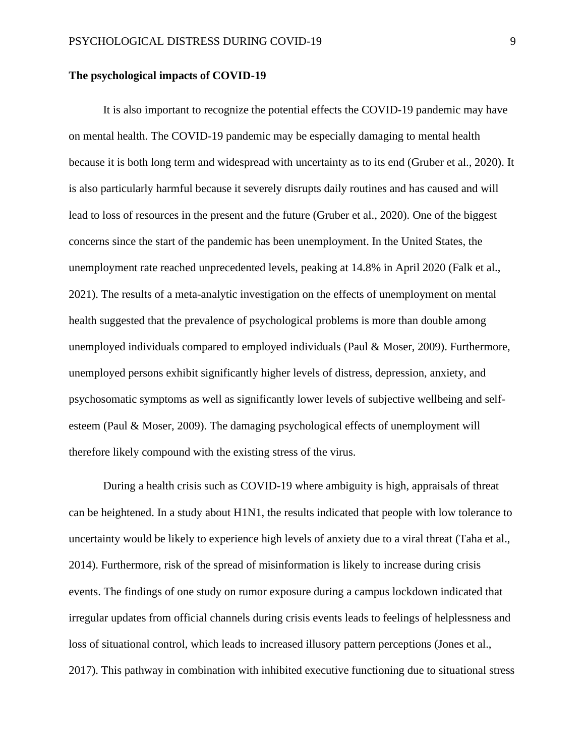**The psychological impacts of COVID-19**

It is also important to recognize the potential effects the COVID-19 pandemic may have on mental health. The COVID-19 pandemic may be especially damaging to mental health because it is both long term and widespread with uncertainty as to its end (Gruber et al., 2020). It is also particularly harmful because it severely disrupts daily routines and has caused and will lead to loss of resources in the present and the future (Gruber et al., 2020). One of the biggest concerns since the start of the pandemic has been unemployment. In the United States, the unemployment rate reached unprecedented levels, peaking at 14.8% in April 2020 (Falk et al., 2021). The results of a meta-analytic investigation on the effects of unemployment on mental health suggested that the prevalence of psychological problems is more than double among unemployed individuals compared to employed individuals (Paul & Moser, 2009). Furthermore, unemployed persons exhibit significantly higher levels of distress, depression, anxiety, and psychosomatic symptoms as well as significantly lower levels of subjective wellbeing and self-esteem (Paul & Moser, 2009). The damaging psychological effects of unemployment will therefore likely compound with the existing stress of the virus.

During a health crisis such as COVID-19 where ambiguity is high, appraisals of threat can be heightened. In a study about H1N1, the results indicated that people with low tolerance to uncertainty would be likely to experience high levels of anxiety due to a viral threat (Taha et al., 2014). Furthermore, risk of the spread of misinformation is likely to increase during crisis events. The findings of one study on rumor exposure during a campus lockdown indicated that irregular updates from official channels during crisis events leads to feelings of helplessness and loss of situational control, which leads to increased illusory pattern perceptions (Jones et al., 2017). This pathway in combination with inhibited executive functioning due to situational stress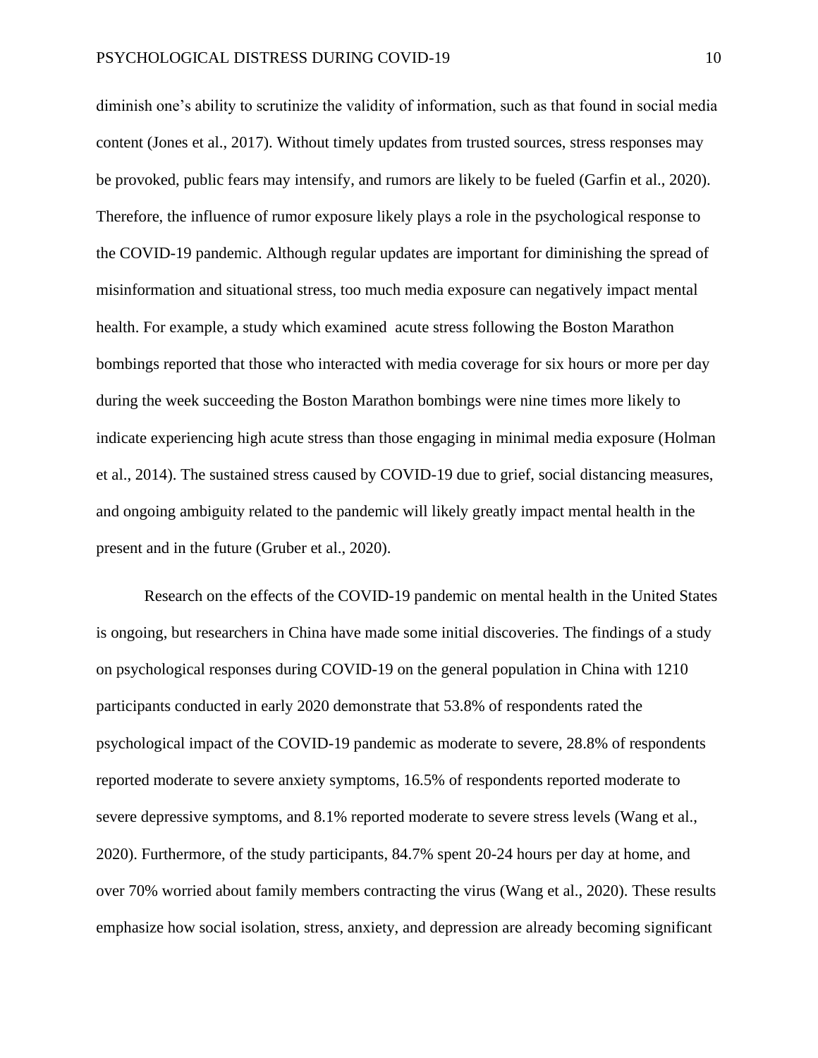diminish one's ability to scrutinize the validity of information, such as that found in social media content (Jones et al., 2017). Without timely updates from trusted sources, stress responses may be provoked, public fears may intensify, and rumors are likely to be fueled (Garfin et al., 2020). Therefore, the influence of rumor exposure likely plays a role in the psychological response to the COVID-19 pandemic. Although regular updates are important for diminishing the spread of misinformation and situational stress, too much media exposure can negatively impact mental health. For example, a study which examined  acute stress following the Boston Marathon bombings reported that those who interacted with media coverage for six hours or more per day during the week succeeding the Boston Marathon bombings were nine times more likely to indicate experiencing high acute stress than those engaging in minimal media exposure (Holman et al., 2014). The sustained stress caused by COVID-19 due to grief, social distancing measures, and ongoing ambiguity related to the pandemic will likely greatly impact mental health in the present and in the future (Gruber et al., 2020).

Research on the effects of the COVID-19 pandemic on mental health in the United States is ongoing, but researchers in China have made some initial discoveries. The findings of a study on psychological responses during COVID-19 on the general population in China with 1210 participants conducted in early 2020 demonstrate that 53.8% of respondents rated the psychological impact of the COVID-19 pandemic as moderate to severe, 28.8% of respondents reported moderate to severe anxiety symptoms, 16.5% of respondents reported moderate to severe depressive symptoms, and 8.1% reported moderate to severe stress levels (Wang et al., 2020). Furthermore, of the study participants, 84.7% spent 20-24 hours per day at home, and over 70% worried about family members contracting the virus (Wang et al., 2020). These results emphasize how social isolation, stress, anxiety, and depression are already becoming significant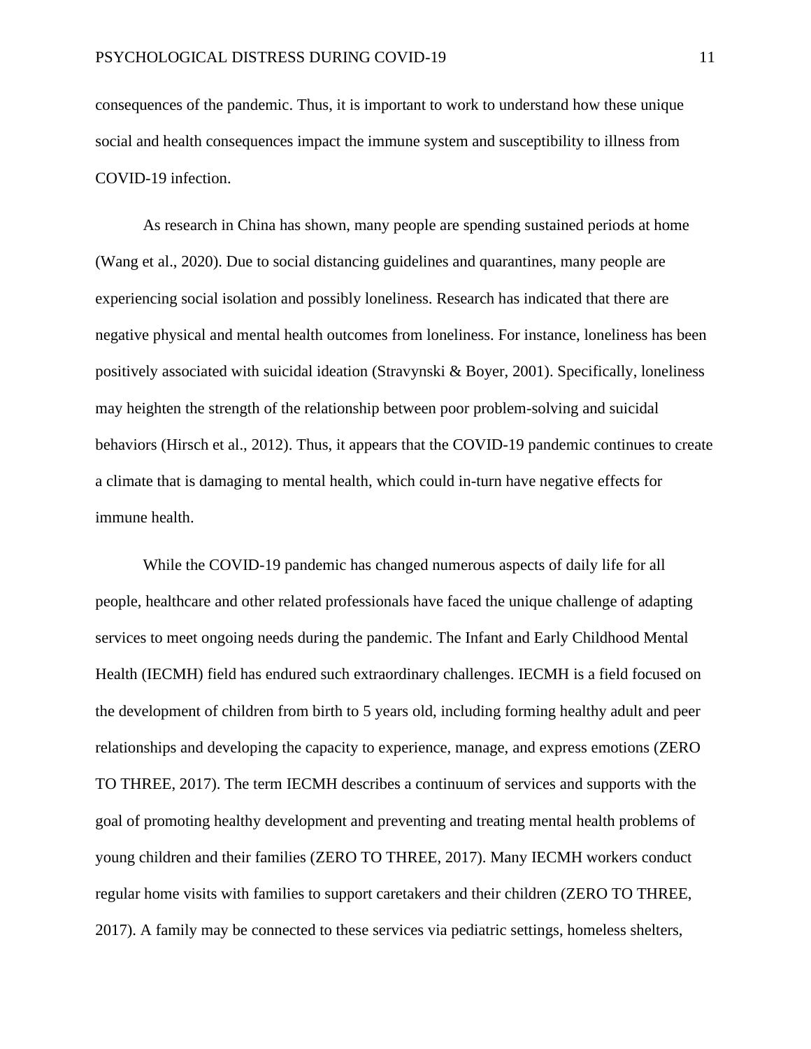consequences of the pandemic. Thus, it is important to work to understand how these unique social and health consequences impact the immune system and susceptibility to illness from COVID-19 infection.

As research in China has shown, many people are spending sustained periods at home (Wang et al., 2020). Due to social distancing guidelines and quarantines, many people are experiencing social isolation and possibly loneliness. Research has indicated that there are negative physical and mental health outcomes from loneliness. For instance, loneliness has been positively associated with suicidal ideation (Stravynski & Boyer, 2001). Specifically, loneliness may heighten the strength of the relationship between poor problem-solving and suicidal behaviors (Hirsch et al., 2012). Thus, it appears that the COVID-19 pandemic continues to create a climate that is damaging to mental health, which could in-turn have negative effects for immune health.

While the COVID-19 pandemic has changed numerous aspects of daily life for all people, healthcare and other related professionals have faced the unique challenge of adapting services to meet ongoing needs during the pandemic. The Infant and Early Childhood Mental Health (IECMH) field has endured such extraordinary challenges. IECMH is a field focused on the development of children from birth to 5 years old, including forming healthy adult and peer relationships and developing the capacity to experience, manage, and express emotions (ZERO TO THREE, 2017). The term IECMH describes a continuum of services and supports with the goal of promoting healthy development and preventing and treating mental health problems of young children and their families (ZERO TO THREE, 2017). Many IECMH workers conduct regular home visits with families to support caretakers and their children (ZERO TO THREE, 2017). A family may be connected to these services via pediatric settings, homeless shelters,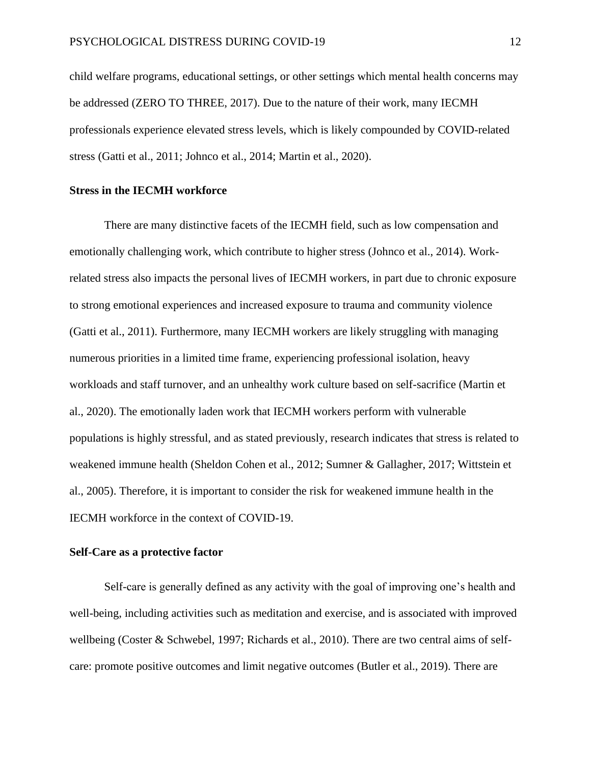child welfare programs, educational settings, or other settings which mental health concerns may be addressed (ZERO TO THREE, 2017). Due to the nature of their work, many IECMH professionals experience elevated stress levels, which is likely compounded by COVID-related stress (Gatti et al., 2011; Johnco et al., 2014; Martin et al., 2020).

**Stress in the IECMH workforce**

There are many distinctive facets of the IECMH field, such as low compensation and emotionally challenging work, which contribute to higher stress (Johnco et al., 2014). Work-related stress also impacts the personal lives of IECMH workers, in part due to chronic exposure to strong emotional experiences and increased exposure to trauma and community violence (Gatti et al., 2011). Furthermore, many IECMH workers are likely struggling with managing numerous priorities in a limited time frame, experiencing professional isolation, heavy workloads and staff turnover, and an unhealthy work culture based on self-sacrifice (Martin et al., 2020). The emotionally laden work that IECMH workers perform with vulnerable populations is highly stressful, and as stated previously, research indicates that stress is related to weakened immune health (Sheldon Cohen et al., 2012; Sumner & Gallagher, 2017; Wittstein et al., 2005). Therefore, it is important to consider the risk for weakened immune health in the IECMH workforce in the context of COVID-19.

**Self-Care as a protective factor**

Self-care is generally defined as any activity with the goal of improving one's health and well-being, including activities such as meditation and exercise, and is associated with improved wellbeing (Coster & Schwebel, 1997; Richards et al., 2010). There are two central aims of self-care: promote positive outcomes and limit negative outcomes (Butler et al., 2019). There are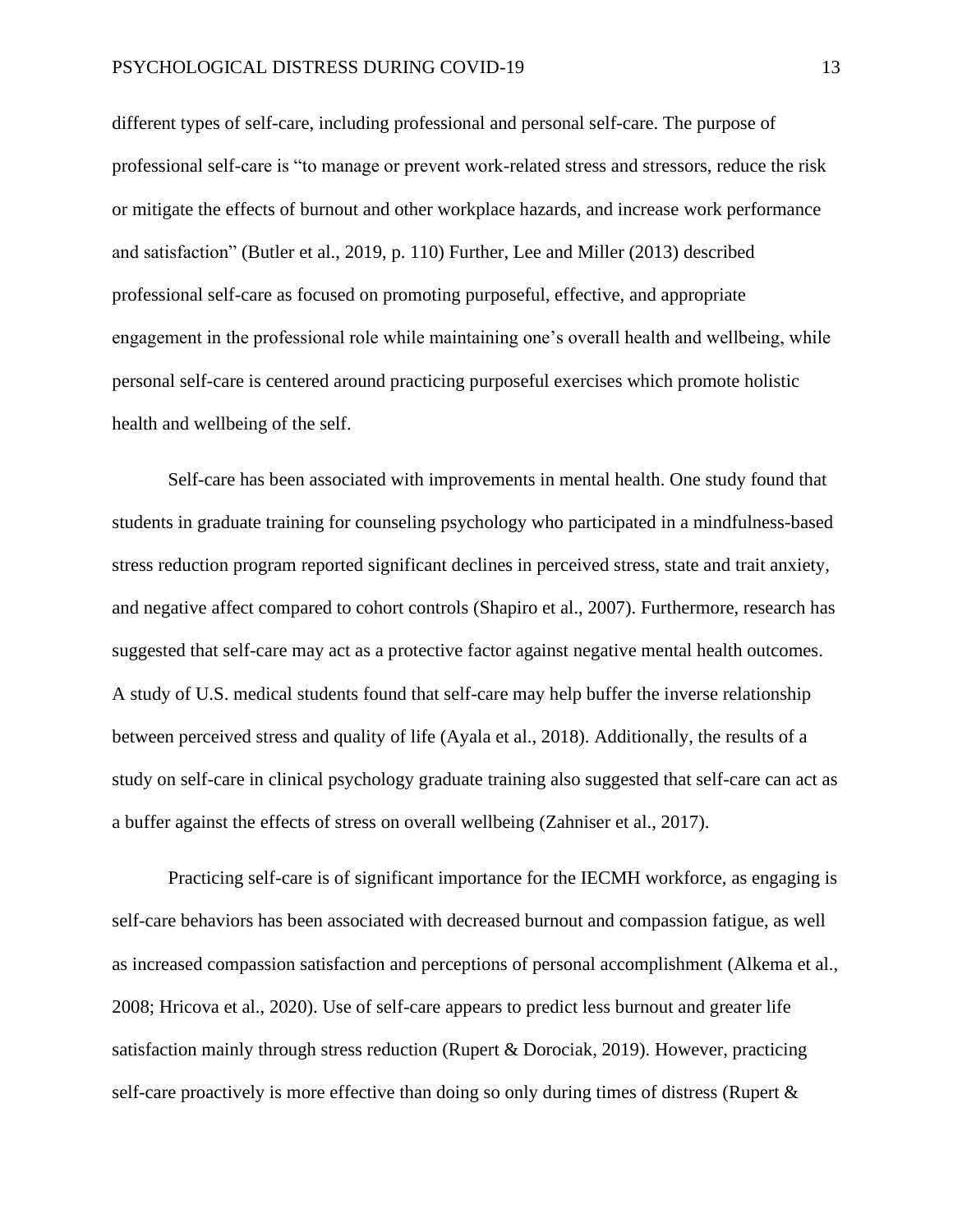different types of self-care, including professional and personal self-care. The purpose of professional self-care is "to manage or prevent work-related stress and stressors, reduce the risk or mitigate the effects of burnout and other workplace hazards, and increase work performance and satisfaction" (Butler et al., 2019, p. 110) Further, Lee and Miller (2013) described professional self-care as focused on promoting purposeful, effective, and appropriate engagement in the professional role while maintaining one's overall health and wellbeing, while personal self-care is centered around practicing purposeful exercises which promote holistic health and wellbeing of the self.

Self-care has been associated with improvements in mental health. One study found that students in graduate training for counseling psychology who participated in a mindfulness-based stress reduction program reported significant declines in perceived stress, state and trait anxiety, and negative affect compared to cohort controls (Shapiro et al., 2007). Furthermore, research has suggested that self-care may act as a protective factor against negative mental health outcomes. A study of U.S. medical students found that self-care may help buffer the inverse relationship between perceived stress and quality of life (Ayala et al., 2018). Additionally, the results of a study on self-care in clinical psychology graduate training also suggested that self-care can act as a buffer against the effects of stress on overall wellbeing (Zahniser et al., 2017).

Practicing self-care is of significant importance for the IECMH workforce, as engaging is self-care behaviors has been associated with decreased burnout and compassion fatigue, as well as increased compassion satisfaction and perceptions of personal accomplishment (Alkema et al., 2008; Hricova et al., 2020). Use of self-care appears to predict less burnout and greater life satisfaction mainly through stress reduction (Rupert & Dorociak, 2019). However, practicing self-care proactively is more effective than doing so only during times of distress (Rupert &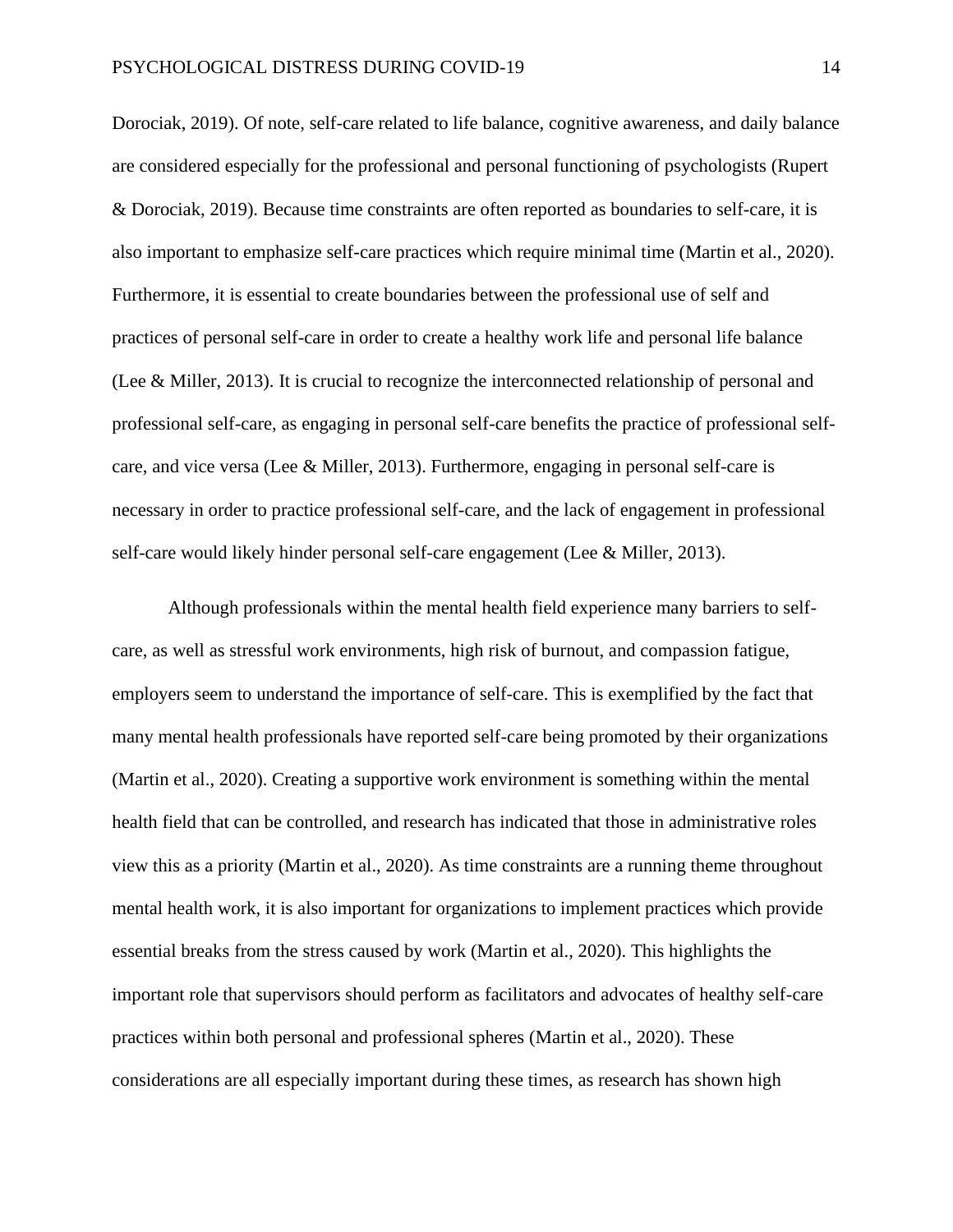Dorociak, 2019). Of note, self-care related to life balance, cognitive awareness, and daily balance are considered especially for the professional and personal functioning of psychologists (Rupert & Dorociak, 2019). Because time constraints are often reported as boundaries to self-care, it is also important to emphasize self-care practices which require minimal time (Martin et al., 2020). Furthermore, it is essential to create boundaries between the professional use of self and practices of personal self-care in order to create a healthy work life and personal life balance (Lee & Miller, 2013). It is crucial to recognize the interconnected relationship of personal and professional self-care, as engaging in personal self-care benefits the practice of professional self-care, and vice versa (Lee & Miller, 2013). Furthermore, engaging in personal self-care is necessary in order to practice professional self-care, and the lack of engagement in professional self-care would likely hinder personal self-care engagement (Lee & Miller, 2013).

Although professionals within the mental health field experience many barriers to self-care, as well as stressful work environments, high risk of burnout, and compassion fatigue, employers seem to understand the importance of self-care. This is exemplified by the fact that many mental health professionals have reported self-care being promoted by their organizations (Martin et al., 2020). Creating a supportive work environment is something within the mental health field that can be controlled, and research has indicated that those in administrative roles view this as a priority (Martin et al., 2020). As time constraints are a running theme throughout mental health work, it is also important for organizations to implement practices which provide essential breaks from the stress caused by work (Martin et al., 2020). This highlights the important role that supervisors should perform as facilitators and advocates of healthy self-care practices within both personal and professional spheres (Martin et al., 2020). These considerations are all especially important during these times, as research has shown high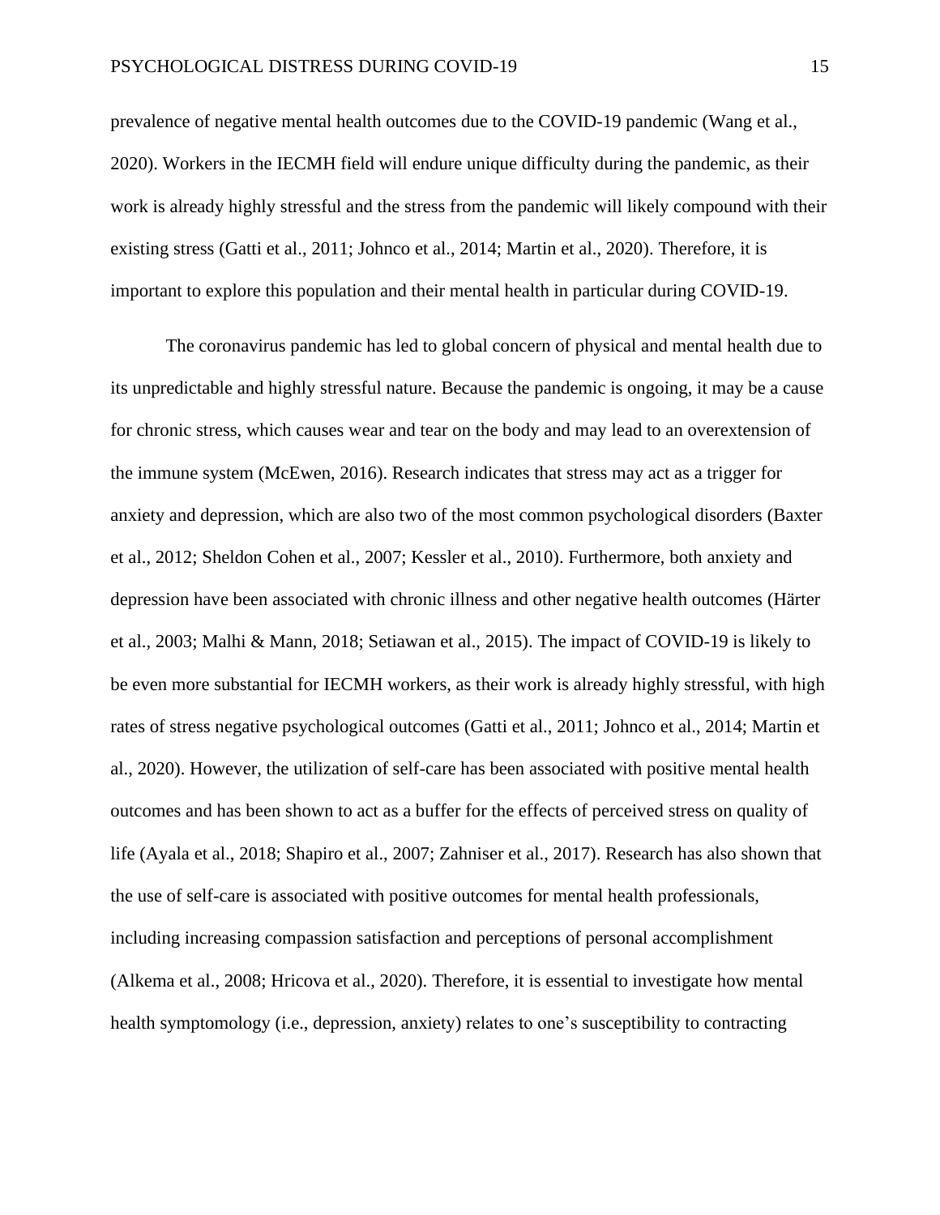prevalence of negative mental health outcomes due to the COVID-19 pandemic (Wang et al., 2020). Workers in the IECMH field will endure unique difficulty during the pandemic, as their work is already highly stressful and the stress from the pandemic will likely compound with their existing stress (Gatti et al., 2011; Johnco et al., 2014; Martin et al., 2020). Therefore, it is important to explore this population and their mental health in particular during COVID-19.

The coronavirus pandemic has led to global concern of physical and mental health due to its unpredictable and highly stressful nature. Because the pandemic is ongoing, it may be a cause for chronic stress, which causes wear and tear on the body and may lead to an overextension of the immune system (McEwen, 2016). Research indicates that stress may act as a trigger for anxiety and depression, which are also two of the most common psychological disorders (Baxter et al., 2012; Sheldon Cohen et al., 2007; Kessler et al., 2010). Furthermore, both anxiety and depression have been associated with chronic illness and other negative health outcomes (Härter et al., 2003; Malhi & Mann, 2018; Setiawan et al., 2015). The impact of COVID-19 is likely to be even more substantial for IECMH workers, as their work is already highly stressful, with high rates of stress negative psychological outcomes (Gatti et al., 2011; Johnco et al., 2014; Martin et al., 2020). However, the utilization of self-care has been associated with positive mental health outcomes and has been shown to act as a buffer for the effects of perceived stress on quality of life (Ayala et al., 2018; Shapiro et al., 2007; Zahniser et al., 2017). Research has also shown that the use of self-care is associated with positive outcomes for mental health professionals, including increasing compassion satisfaction and perceptions of personal accomplishment (Alkema et al., 2008; Hricova et al., 2020). Therefore, it is essential to investigate how mental health symptomology (i.e., depression, anxiety) relates to one's susceptibility to contracting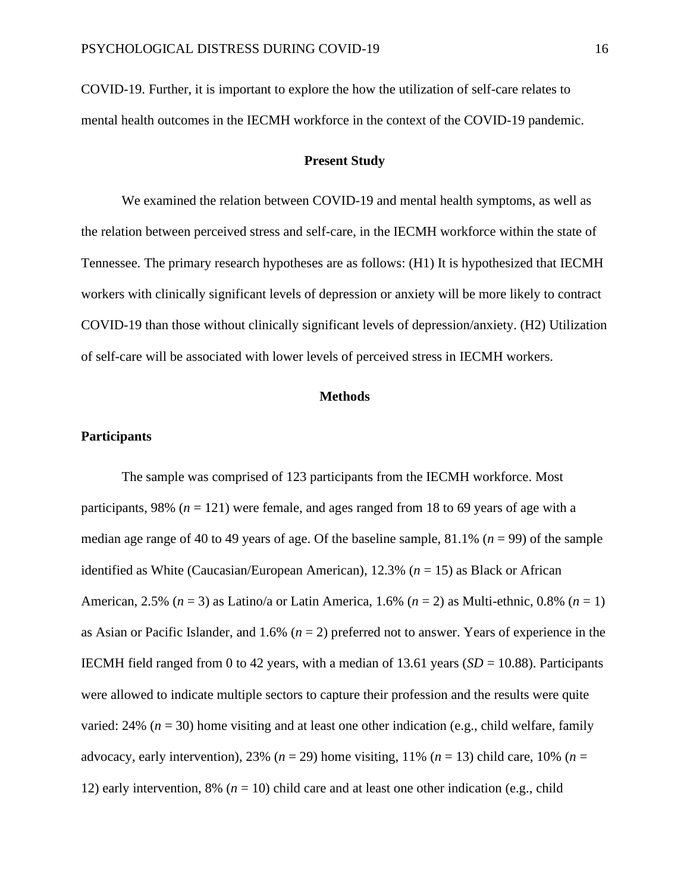COVID-19. Further, it is important to explore the how the utilization of self-care relates to mental health outcomes in the IECMH workforce in the context of the COVID-19 pandemic.

## Present Study

We examined the relation between COVID-19 and mental health symptoms, as well as the relation between perceived stress and self-care, in the IECMH workforce within the state of Tennessee. The primary research hypotheses are as follows: (H1) It is hypothesized that IECMH workers with clinically significant levels of depression or anxiety will be more likely to contract COVID-19 than those without clinically significant levels of depression/anxiety. (H2) Utilization of self-care will be associated with lower levels of perceived stress in IECMH workers.

## Methods

### Participants

The sample was comprised of 123 participants from the IECMH workforce. Most participants, 98% (*n* = 121) were female, and ages ranged from 18 to 69 years of age with a median age range of 40 to 49 years of age. Of the baseline sample, 81.1% (*n* = 99) of the sample identified as White (Caucasian/European American), 12.3% (*n* = 15) as Black or African American, 2.5% (*n* = 3) as Latino/a or Latin America, 1.6% (*n* = 2) as Multi-ethnic, 0.8% (*n* = 1) as Asian or Pacific Islander, and 1.6% (*n* = 2) preferred not to answer. Years of experience in the IECMH field ranged from 0 to 42 years, with a median of 13.61 years (*SD* = 10.88). Participants were allowed to indicate multiple sectors to capture their profession and the results were quite varied: 24% (*n* = 30) home visiting and at least one other indication (e.g., child welfare, family advocacy, early intervention), 23% (*n* = 29) home visiting, 11% (*n* = 13) child care, 10% (*n* = 12) early intervention, 8% (*n* = 10) child care and at least one other indication (e.g., child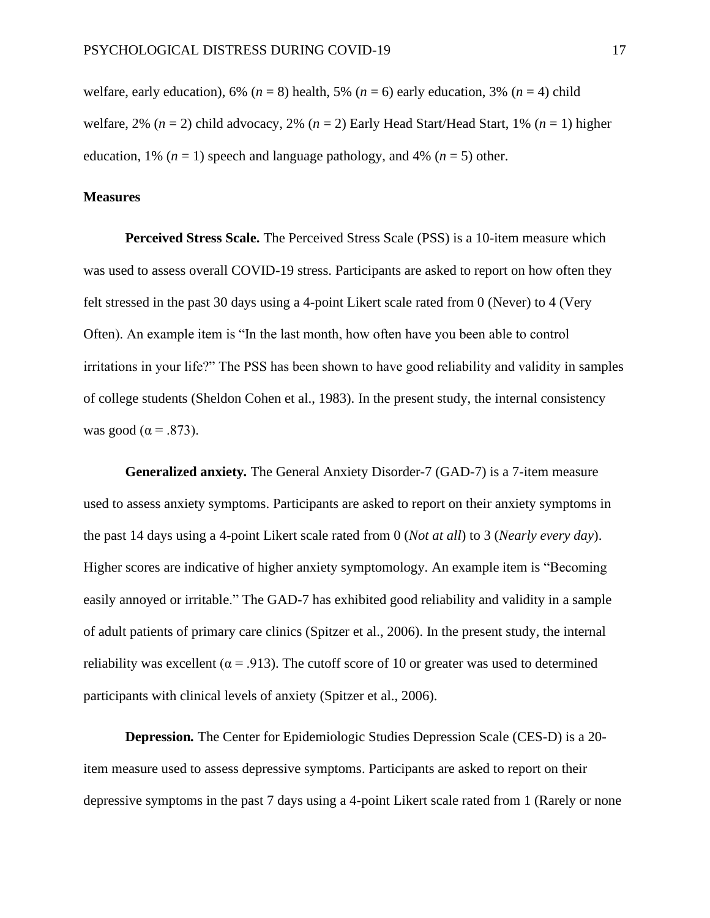welfare, early education), 6% (*n* = 8) health, 5% (*n* = 6) early education, 3% (*n* = 4) child welfare, 2% (*n* = 2) child advocacy, 2% (*n* = 2) Early Head Start/Head Start, 1% (*n* = 1) higher education, 1% (*n* = 1) speech and language pathology, and 4% (*n* = 5) other.

**Measures**

**Perceived Stress Scale.** The Perceived Stress Scale (PSS) is a 10-item measure which was used to assess overall COVID-19 stress. Participants are asked to report on how often they felt stressed in the past 30 days using a 4-point Likert scale rated from 0 (Never) to 4 (Very Often). An example item is "In the last month, how often have you been able to control irritations in your life?" The PSS has been shown to have good reliability and validity in samples of college students (Sheldon Cohen et al., 1983). In the present study, the internal consistency was good ($\alpha$ = .873).

**Generalized anxiety.** The General Anxiety Disorder-7 (GAD-7) is a 7-item measure used to assess anxiety symptoms. Participants are asked to report on their anxiety symptoms in the past 14 days using a 4-point Likert scale rated from 0 (*Not at all*) to 3 (*Nearly every day*). Higher scores are indicative of higher anxiety symptomology. An example item is "Becoming easily annoyed or irritable." The GAD-7 has exhibited good reliability and validity in a sample of adult patients of primary care clinics (Spitzer et al., 2006). In the present study, the internal reliability was excellent ($\alpha$ = .913). The cutoff score of 10 or greater was used to determined participants with clinical levels of anxiety (Spitzer et al., 2006).

**Depression.** The Center for Epidemiologic Studies Depression Scale (CES-D) is a 20-item measure used to assess depressive symptoms. Participants are asked to report on their depressive symptoms in the past 7 days using a 4-point Likert scale rated from 1 (Rarely or none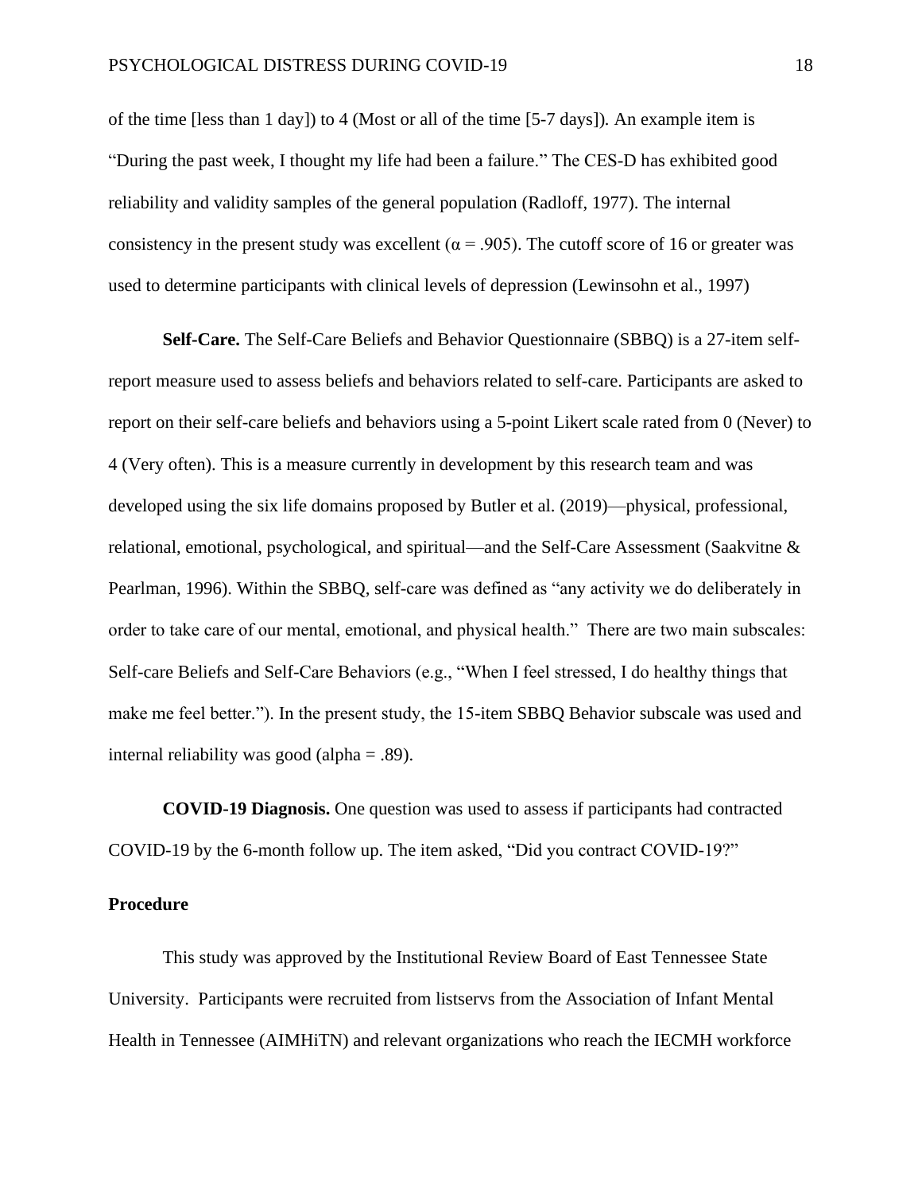of the time [less than 1 day]) to 4 (Most or all of the time [5-7 days]). An example item is "During the past week, I thought my life had been a failure." The CES-D has exhibited good reliability and validity samples of the general population (Radloff, 1977). The internal consistency in the present study was excellent ($\alpha$ = .905). The cutoff score of 16 or greater was used to determine participants with clinical levels of depression (Lewinsohn et al., 1997)

**Self-Care.** The Self-Care Beliefs and Behavior Questionnaire (SBBQ) is a 27-item self-report measure used to assess beliefs and behaviors related to self-care. Participants are asked to report on their self-care beliefs and behaviors using a 5-point Likert scale rated from 0 (Never) to 4 (Very often). This is a measure currently in development by this research team and was developed using the six life domains proposed by Butler et al. (2019)—physical, professional, relational, emotional, psychological, and spiritual—and the Self-Care Assessment (Saakvitne & Pearlman, 1996). Within the SBBQ, self-care was defined as "any activity we do deliberately in order to take care of our mental, emotional, and physical health." There are two main subscales: Self-care Beliefs and Self-Care Behaviors (e.g., "When I feel stressed, I do healthy things that make me feel better."). In the present study, the 15-item SBBQ Behavior subscale was used and internal reliability was good (alpha = .89).

**COVID-19 Diagnosis.** One question was used to assess if participants had contracted COVID-19 by the 6-month follow up. The item asked, "Did you contract COVID-19?"

## Procedure

This study was approved by the Institutional Review Board of East Tennessee State University. Participants were recruited from listservs from the Association of Infant Mental Health in Tennessee (AIMHiTN) and relevant organizations who reach the IECMH workforce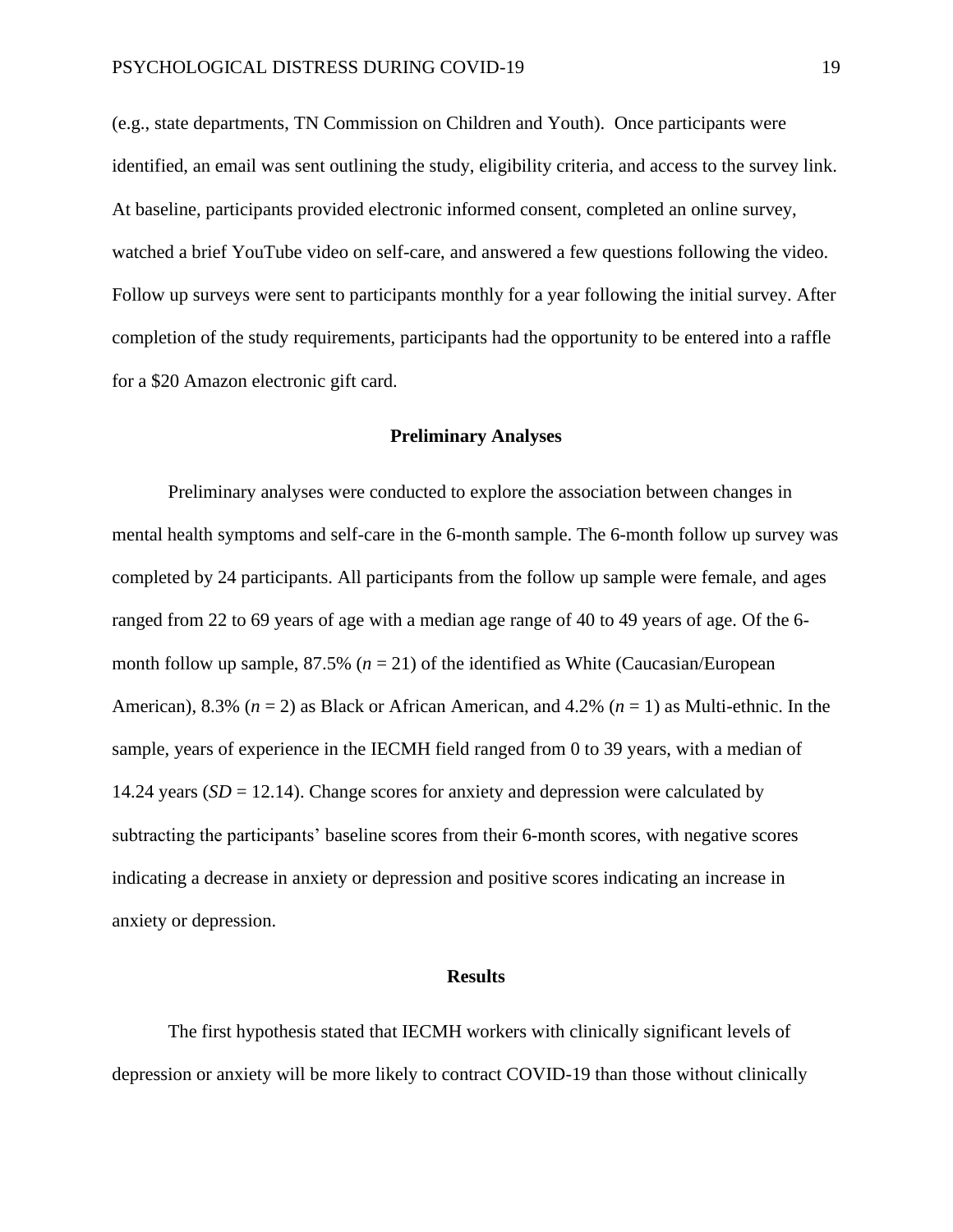(e.g., state departments, TN Commission on Children and Youth). Once participants were identified, an email was sent outlining the study, eligibility criteria, and access to the survey link. At baseline, participants provided electronic informed consent, completed an online survey, watched a brief YouTube video on self-care, and answered a few questions following the video. Follow up surveys were sent to participants monthly for a year following the initial survey. After completion of the study requirements, participants had the opportunity to be entered into a raffle for a $20 Amazon electronic gift card.

## Preliminary Analyses

Preliminary analyses were conducted to explore the association between changes in mental health symptoms and self-care in the 6-month sample. The 6-month follow up survey was completed by 24 participants. All participants from the follow up sample were female, and ages ranged from 22 to 69 years of age with a median age range of 40 to 49 years of age. Of the 6-month follow up sample, 87.5% ($n$ = 21) of the identified as White (Caucasian/European American), 8.3% ($n$ = 2) as Black or African American, and 4.2% ($n$ = 1) as Multi-ethnic. In the sample, years of experience in the IECMH field ranged from 0 to 39 years, with a median of 14.24 years ($SD$ = 12.14). Change scores for anxiety and depression were calculated by subtracting the participants' baseline scores from their 6-month scores, with negative scores indicating a decrease in anxiety or depression and positive scores indicating an increase in anxiety or depression.

## Results

The first hypothesis stated that IECMH workers with clinically significant levels of depression or anxiety will be more likely to contract COVID-19 than those without clinically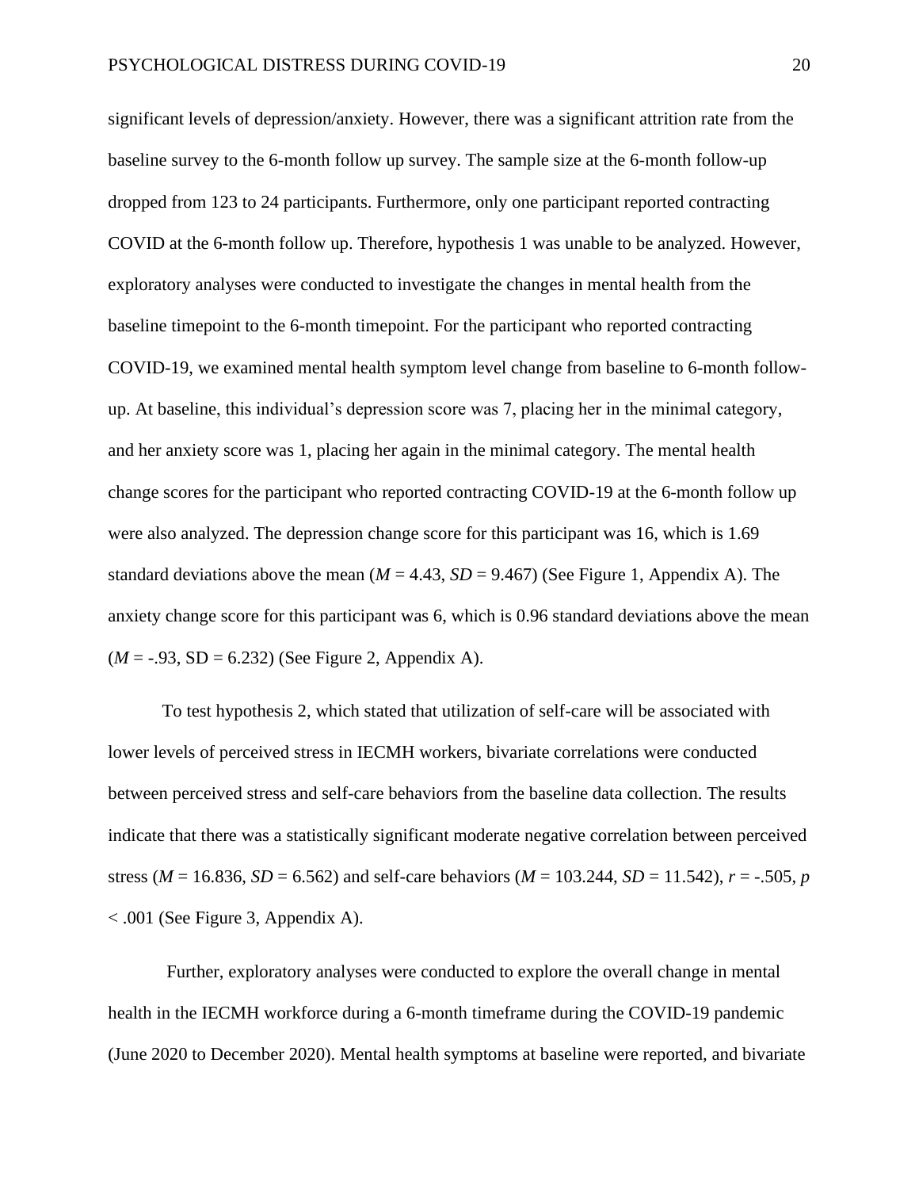significant levels of depression/anxiety. However, there was a significant attrition rate from the baseline survey to the 6-month follow up survey. The sample size at the 6-month follow-up dropped from 123 to 24 participants. Furthermore, only one participant reported contracting COVID at the 6-month follow up. Therefore, hypothesis 1 was unable to be analyzed. However, exploratory analyses were conducted to investigate the changes in mental health from the baseline timepoint to the 6-month timepoint. For the participant who reported contracting COVID-19, we examined mental health symptom level change from baseline to 6-month follow-up. At baseline, this individual's depression score was 7, placing her in the minimal category, and her anxiety score was 1, placing her again in the minimal category. The mental health change scores for the participant who reported contracting COVID-19 at the 6-month follow up were also analyzed. The depression change score for this participant was 16, which is 1.69 standard deviations above the mean ($M = 4.43$, $SD = 9.467$) (See Figure 1, Appendix A). The anxiety change score for this participant was 6, which is 0.96 standard deviations above the mean ($M = -.93$, SD = 6.232) (See Figure 2, Appendix A).

To test hypothesis 2, which stated that utilization of self-care will be associated with lower levels of perceived stress in IECMH workers, bivariate correlations were conducted between perceived stress and self-care behaviors from the baseline data collection. The results indicate that there was a statistically significant moderate negative correlation between perceived stress ($M = 16.836$, $SD = 6.562$) and self-care behaviors ($M = 103.244$, $SD = 11.542$), $r = -.505$, $p < .001$ (See Figure 3, Appendix A).

Further, exploratory analyses were conducted to explore the overall change in mental health in the IECMH workforce during a 6-month timeframe during the COVID-19 pandemic (June 2020 to December 2020). Mental health symptoms at baseline were reported, and bivariate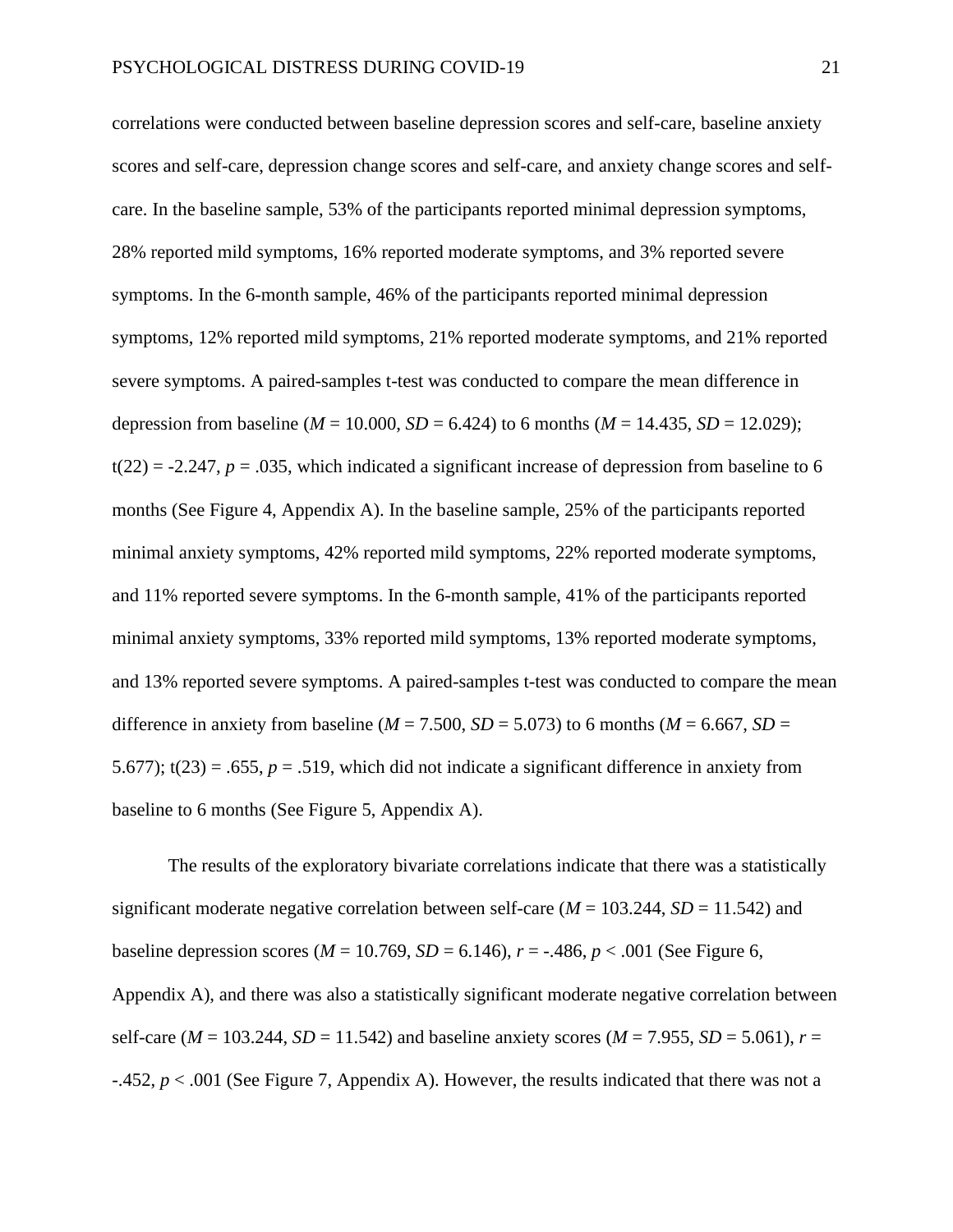correlations were conducted between baseline depression scores and self-care, baseline anxiety scores and self-care, depression change scores and self-care, and anxiety change scores and self-care. In the baseline sample, 53% of the participants reported minimal depression symptoms, 28% reported mild symptoms, 16% reported moderate symptoms, and 3% reported severe symptoms. In the 6-month sample, 46% of the participants reported minimal depression symptoms, 12% reported mild symptoms, 21% reported moderate symptoms, and 21% reported severe symptoms. A paired-samples t-test was conducted to compare the mean difference in depression from baseline ($M$ = 10.000, $SD$ = 6.424) to 6 months ($M$ = 14.435, $SD$ = 12.029); $t(22) = -2.247$, $p$ = .035, which indicated a significant increase of depression from baseline to 6 months (See Figure 4, Appendix A). In the baseline sample, 25% of the participants reported minimal anxiety symptoms, 42% reported mild symptoms, 22% reported moderate symptoms, and 11% reported severe symptoms. In the 6-month sample, 41% of the participants reported minimal anxiety symptoms, 33% reported mild symptoms, 13% reported moderate symptoms, and 13% reported severe symptoms. A paired-samples t-test was conducted to compare the mean difference in anxiety from baseline ($M$ = 7.500, $SD$ = 5.073) to 6 months ($M$ = 6.667, $SD$ = 5.677); $t(23) = .655$, $p$ = .519, which did not indicate a significant difference in anxiety from baseline to 6 months (See Figure 5, Appendix A).

The results of the exploratory bivariate correlations indicate that there was a statistically significant moderate negative correlation between self-care ($M$ = 103.244, $SD$ = 11.542) and baseline depression scores ($M$ = 10.769, $SD$ = 6.146), $r$ = -.486, $p$ < .001 (See Figure 6, Appendix A), and there was also a statistically significant moderate negative correlation between self-care ($M$ = 103.244, $SD$ = 11.542) and baseline anxiety scores ($M$ = 7.955, $SD$ = 5.061), $r$ = -.452, $p$ < .001 (See Figure 7, Appendix A). However, the results indicated that there was not a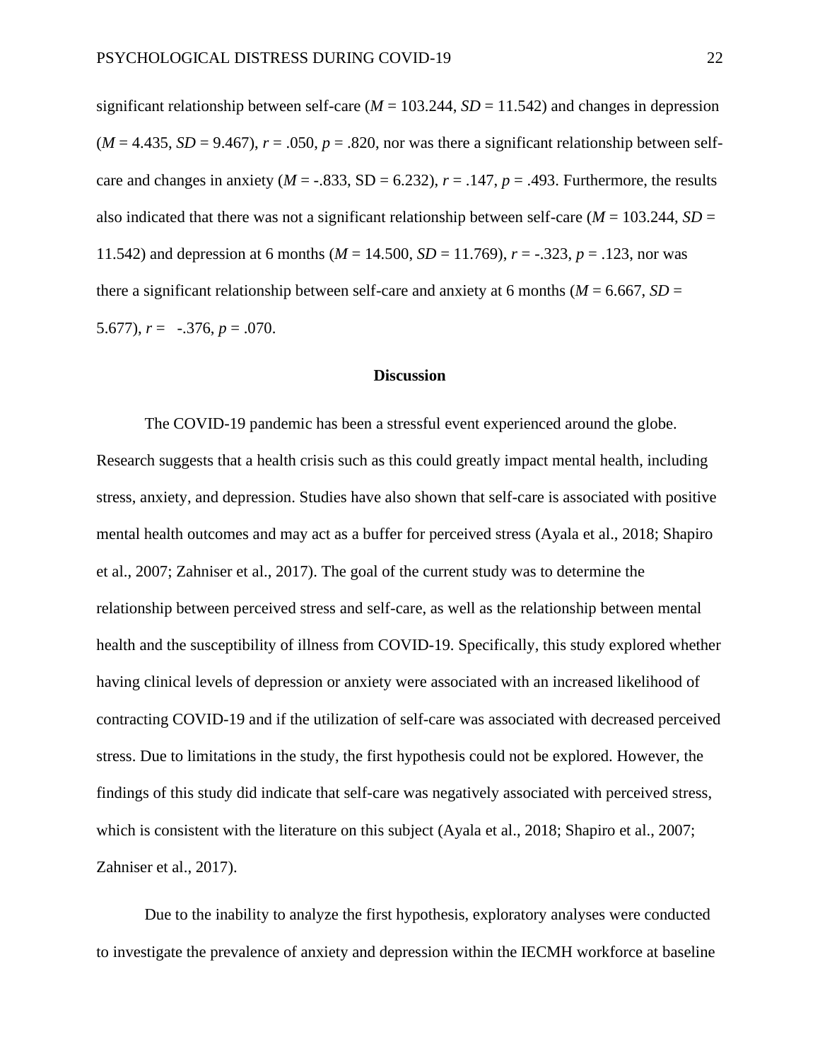significant relationship between self-care ($M$ = 103.244, $SD$ = 11.542) and changes in depression ($M$ = 4.435, $SD$ = 9.467), $r$ = .050, $p$ = .820, nor was there a significant relationship between self-care and changes in anxiety ($M$ = -.833, SD = 6.232), $r$ = .147, $p$ = .493. Furthermore, the results also indicated that there was not a significant relationship between self-care ($M$ = 103.244, $SD$ = 11.542) and depression at 6 months ($M$ = 14.500, $SD$ = 11.769), $r$ = -.323, $p$ = .123, nor was there a significant relationship between self-care and anxiety at 6 months ($M$ = 6.667, $SD$ = 5.677), $r$ = -.376, $p$ = .070.

## Discussion

The COVID-19 pandemic has been a stressful event experienced around the globe. Research suggests that a health crisis such as this could greatly impact mental health, including stress, anxiety, and depression. Studies have also shown that self-care is associated with positive mental health outcomes and may act as a buffer for perceived stress (Ayala et al., 2018; Shapiro et al., 2007; Zahniser et al., 2017). The goal of the current study was to determine the relationship between perceived stress and self-care, as well as the relationship between mental health and the susceptibility of illness from COVID-19. Specifically, this study explored whether having clinical levels of depression or anxiety were associated with an increased likelihood of contracting COVID-19 and if the utilization of self-care was associated with decreased perceived stress. Due to limitations in the study, the first hypothesis could not be explored. However, the findings of this study did indicate that self-care was negatively associated with perceived stress, which is consistent with the literature on this subject (Ayala et al., 2018; Shapiro et al., 2007; Zahniser et al., 2017).

Due to the inability to analyze the first hypothesis, exploratory analyses were conducted to investigate the prevalence of anxiety and depression within the IECMH workforce at baseline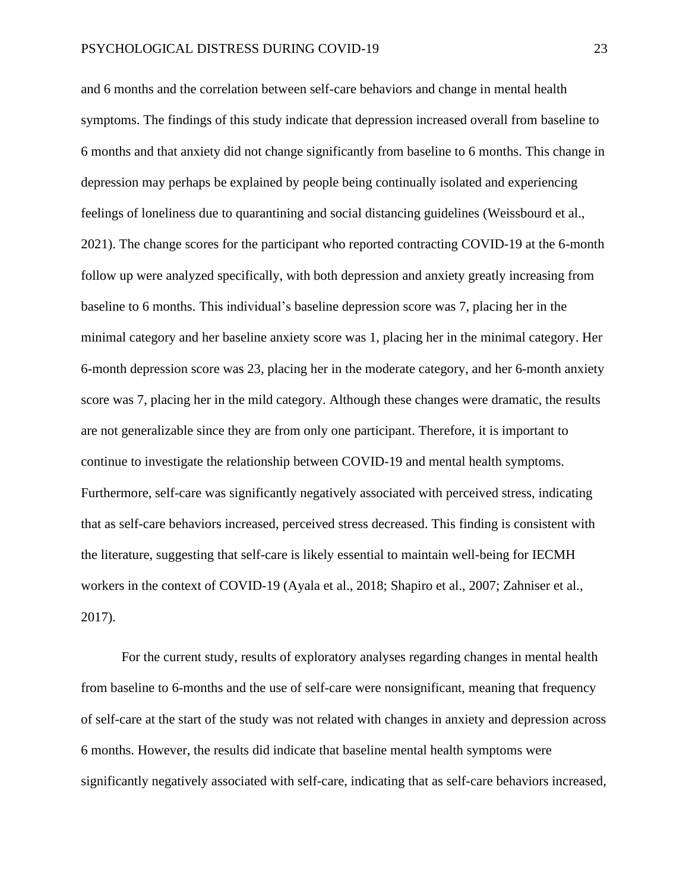and 6 months and the correlation between self-care behaviors and change in mental health symptoms. The findings of this study indicate that depression increased overall from baseline to 6 months and that anxiety did not change significantly from baseline to 6 months. This change in depression may perhaps be explained by people being continually isolated and experiencing feelings of loneliness due to quarantining and social distancing guidelines (Weissbourd et al., 2021). The change scores for the participant who reported contracting COVID-19 at the 6-month follow up were analyzed specifically, with both depression and anxiety greatly increasing from baseline to 6 months. This individual's baseline depression score was 7, placing her in the minimal category and her baseline anxiety score was 1, placing her in the minimal category. Her 6-month depression score was 23, placing her in the moderate category, and her 6-month anxiety score was 7, placing her in the mild category. Although these changes were dramatic, the results are not generalizable since they are from only one participant. Therefore, it is important to continue to investigate the relationship between COVID-19 and mental health symptoms. Furthermore, self-care was significantly negatively associated with perceived stress, indicating that as self-care behaviors increased, perceived stress decreased. This finding is consistent with the literature, suggesting that self-care is likely essential to maintain well-being for IECMH workers in the context of COVID-19 (Ayala et al., 2018; Shapiro et al., 2007; Zahniser et al., 2017).

For the current study, results of exploratory analyses regarding changes in mental health from baseline to 6-months and the use of self-care were nonsignificant, meaning that frequency of self-care at the start of the study was not related with changes in anxiety and depression across 6 months. However, the results did indicate that baseline mental health symptoms were significantly negatively associated with self-care, indicating that as self-care behaviors increased,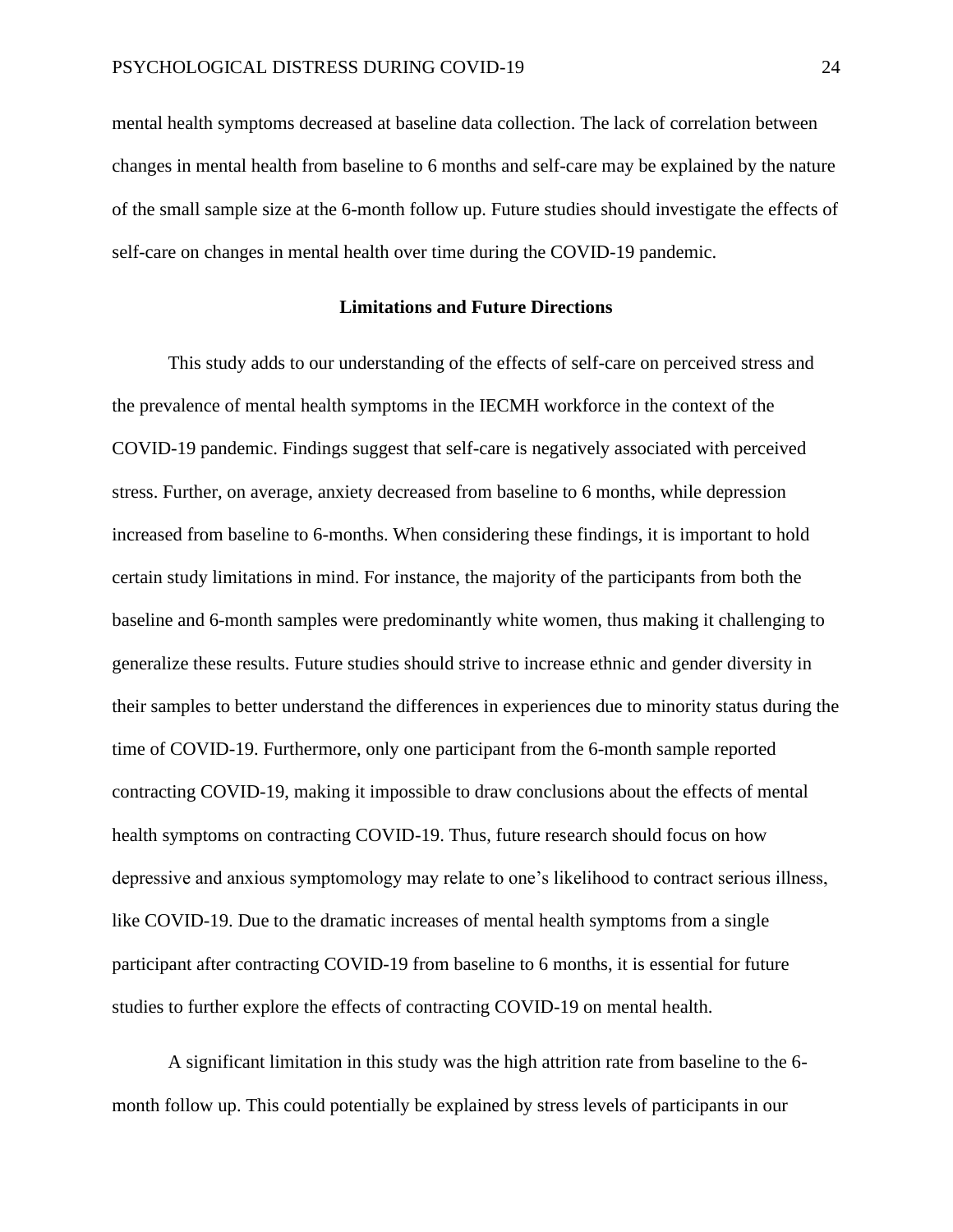mental health symptoms decreased at baseline data collection. The lack of correlation between changes in mental health from baseline to 6 months and self-care may be explained by the nature of the small sample size at the 6-month follow up. Future studies should investigate the effects of self-care on changes in mental health over time during the COVID-19 pandemic.

## Limitations and Future Directions

This study adds to our understanding of the effects of self-care on perceived stress and the prevalence of mental health symptoms in the IECMH workforce in the context of the COVID-19 pandemic. Findings suggest that self-care is negatively associated with perceived stress. Further, on average, anxiety decreased from baseline to 6 months, while depression increased from baseline to 6-months. When considering these findings, it is important to hold certain study limitations in mind. For instance, the majority of the participants from both the baseline and 6-month samples were predominantly white women, thus making it challenging to generalize these results. Future studies should strive to increase ethnic and gender diversity in their samples to better understand the differences in experiences due to minority status during the time of COVID-19. Furthermore, only one participant from the 6-month sample reported contracting COVID-19, making it impossible to draw conclusions about the effects of mental health symptoms on contracting COVID-19. Thus, future research should focus on how depressive and anxious symptomology may relate to one's likelihood to contract serious illness, like COVID-19. Due to the dramatic increases of mental health symptoms from a single participant after contracting COVID-19 from baseline to 6 months, it is essential for future studies to further explore the effects of contracting COVID-19 on mental health.

A significant limitation in this study was the high attrition rate from baseline to the 6-month follow up. This could potentially be explained by stress levels of participants in our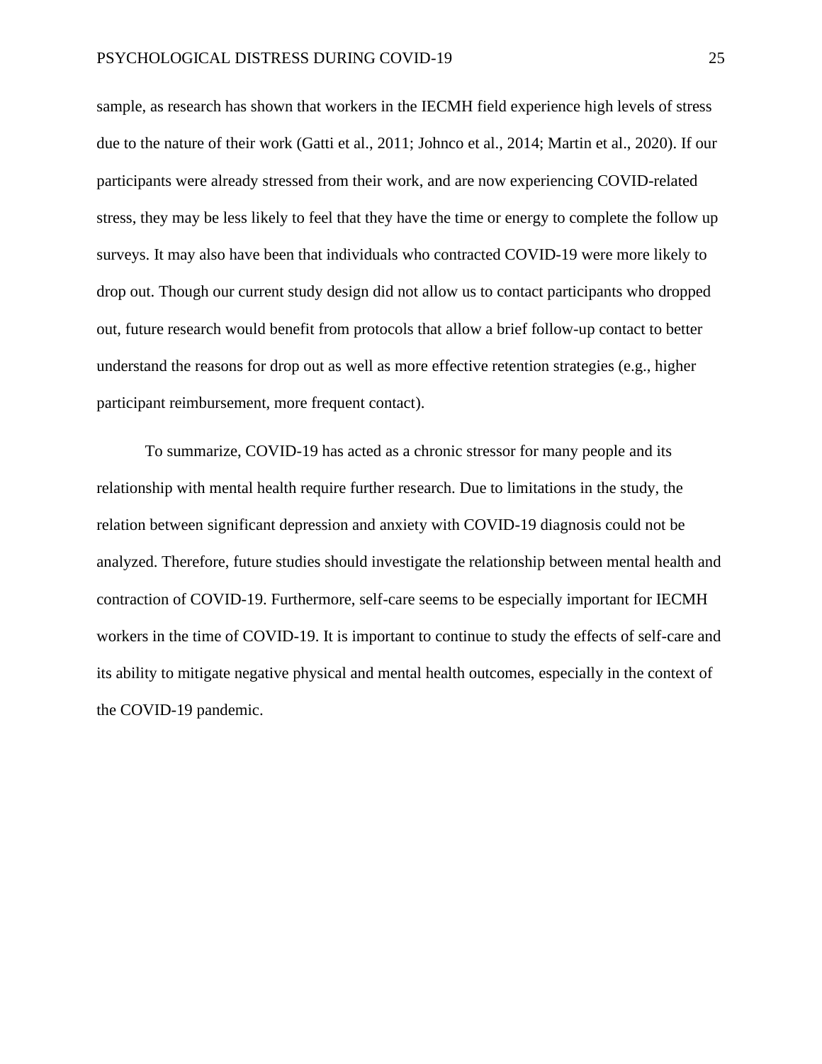sample, as research has shown that workers in the IECMH field experience high levels of stress due to the nature of their work (Gatti et al., 2011; Johnco et al., 2014; Martin et al., 2020). If our participants were already stressed from their work, and are now experiencing COVID-related stress, they may be less likely to feel that they have the time or energy to complete the follow up surveys. It may also have been that individuals who contracted COVID-19 were more likely to drop out. Though our current study design did not allow us to contact participants who dropped out, future research would benefit from protocols that allow a brief follow-up contact to better understand the reasons for drop out as well as more effective retention strategies (e.g., higher participant reimbursement, more frequent contact).

To summarize, COVID-19 has acted as a chronic stressor for many people and its relationship with mental health require further research. Due to limitations in the study, the relation between significant depression and anxiety with COVID-19 diagnosis could not be analyzed. Therefore, future studies should investigate the relationship between mental health and contraction of COVID-19. Furthermore, self-care seems to be especially important for IECMH workers in the time of COVID-19. It is important to continue to study the effects of self-care and its ability to mitigate negative physical and mental health outcomes, especially in the context of the COVID-19 pandemic.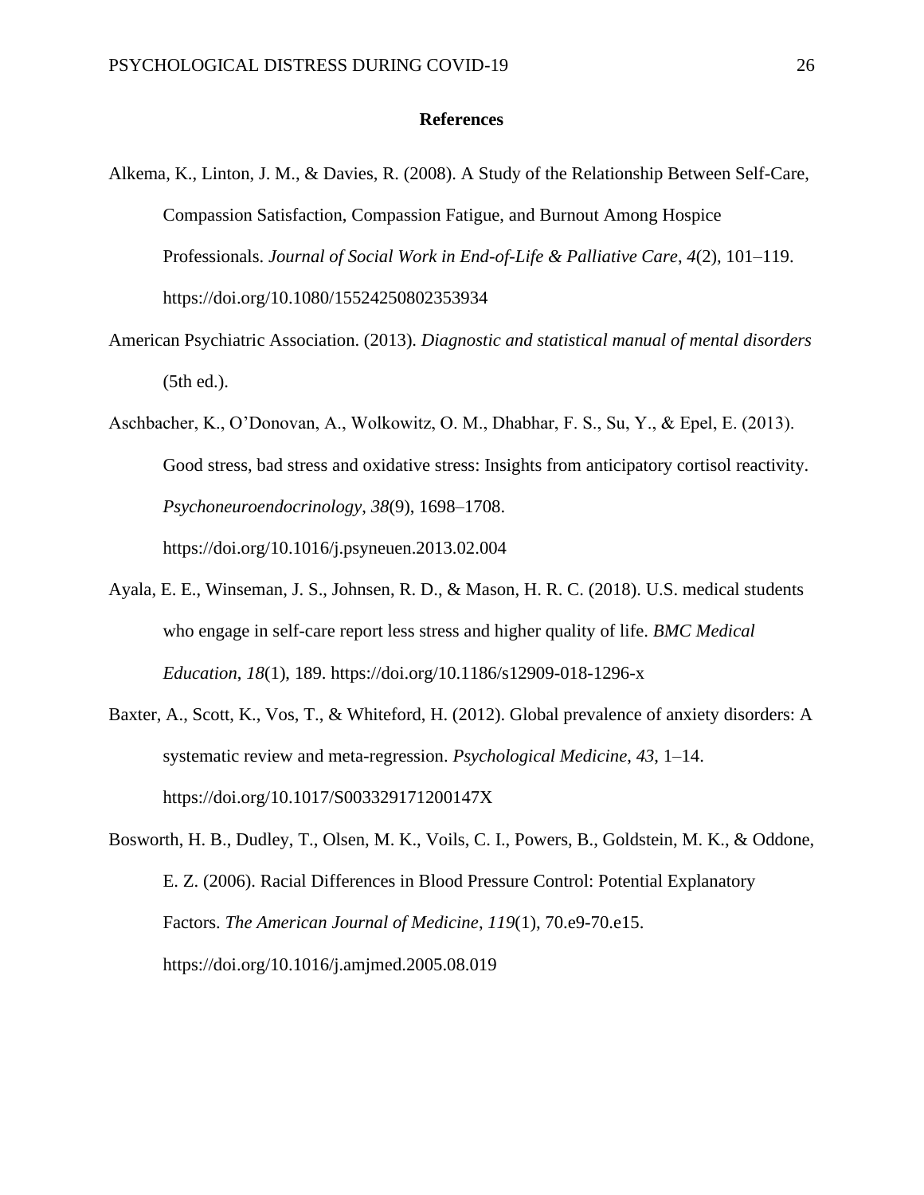# References

Alkema, K., Linton, J. M., & Davies, R. (2008). A Study of the Relationship Between Self-Care, Compassion Satisfaction, Compassion Fatigue, and Burnout Among Hospice Professionals. *Journal of Social Work in End-of-Life & Palliative Care*, *4*(2), 101–119. https://doi.org/10.1080/15524250802353934

American Psychiatric Association. (2013). *Diagnostic and statistical manual of mental disorders* (5th ed.).

Aschbacher, K., O'Donovan, A., Wolkowitz, O. M., Dhabhar, F. S., Su, Y., & Epel, E. (2013). Good stress, bad stress and oxidative stress: Insights from anticipatory cortisol reactivity. *Psychoneuroendocrinology*, *38*(9), 1698–1708. https://doi.org/10.1016/j.psyneuen.2013.02.004

Ayala, E. E., Winseman, J. S., Johnsen, R. D., & Mason, H. R. C. (2018). U.S. medical students who engage in self-care report less stress and higher quality of life. *BMC Medical Education*, *18*(1), 189. https://doi.org/10.1186/s12909-018-1296-x

Baxter, A., Scott, K., Vos, T., & Whiteford, H. (2012). Global prevalence of anxiety disorders: A systematic review and meta-regression. *Psychological Medicine*, *43*, 1–14. https://doi.org/10.1017/S003329171200147X

Bosworth, H. B., Dudley, T., Olsen, M. K., Voils, C. I., Powers, B., Goldstein, M. K., & Oddone, E. Z. (2006). Racial Differences in Blood Pressure Control: Potential Explanatory Factors. *The American Journal of Medicine*, *119*(1), 70.e9-70.e15. https://doi.org/10.1016/j.amjmed.2005.08.019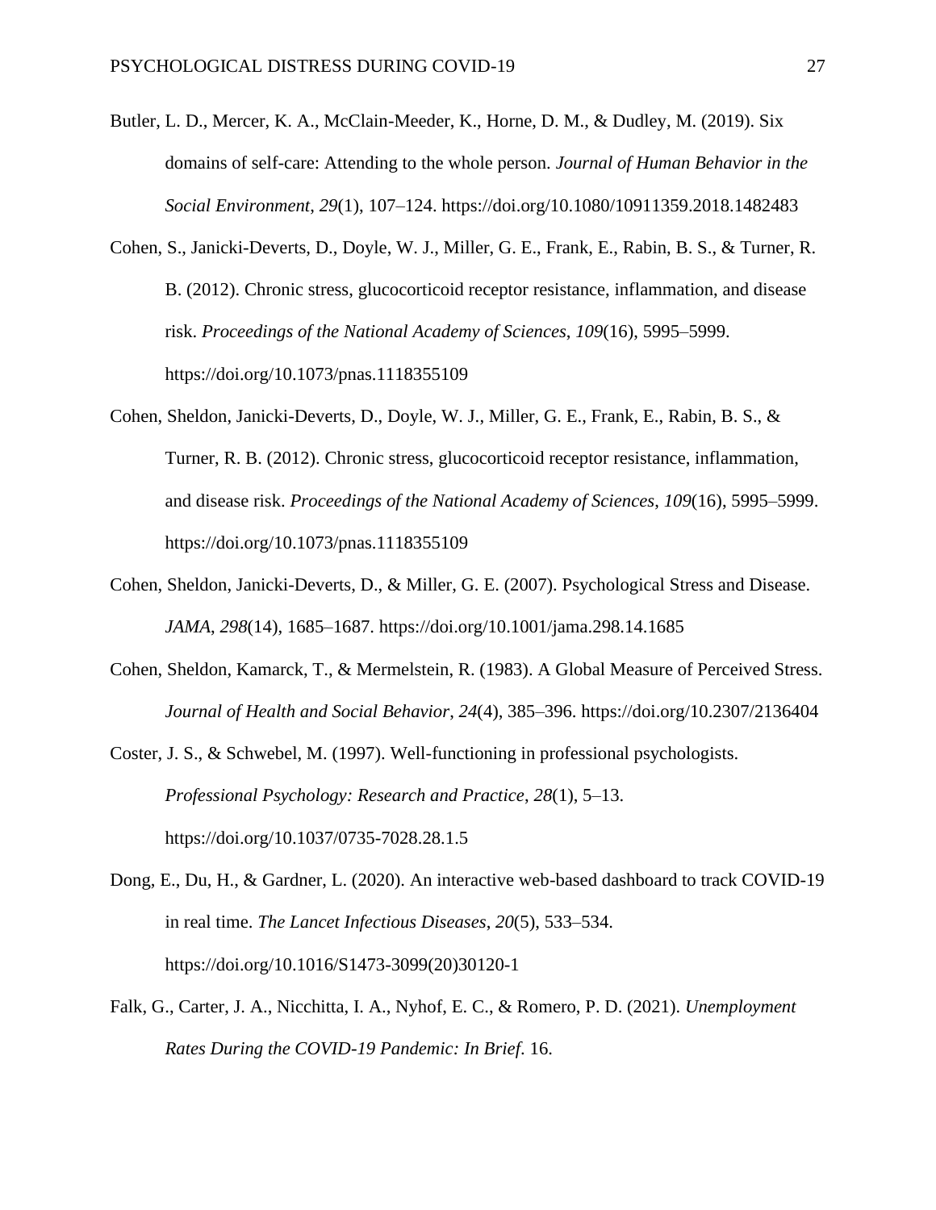Butler, L. D., Mercer, K. A., McClain-Meeder, K., Horne, D. M., & Dudley, M. (2019). Six domains of self-care: Attending to the whole person. *Journal of Human Behavior in the Social Environment*, *29*(1), 107–124. https://doi.org/10.1080/10911359.2018.1482483

Cohen, S., Janicki-Deverts, D., Doyle, W. J., Miller, G. E., Frank, E., Rabin, B. S., & Turner, R. B. (2012). Chronic stress, glucocorticoid receptor resistance, inflammation, and disease risk. *Proceedings of the National Academy of Sciences*, *109*(16), 5995–5999. https://doi.org/10.1073/pnas.1118355109

Cohen, Sheldon, Janicki-Deverts, D., Doyle, W. J., Miller, G. E., Frank, E., Rabin, B. S., & Turner, R. B. (2012). Chronic stress, glucocorticoid receptor resistance, inflammation, and disease risk. *Proceedings of the National Academy of Sciences*, *109*(16), 5995–5999. https://doi.org/10.1073/pnas.1118355109

Cohen, Sheldon, Janicki-Deverts, D., & Miller, G. E. (2007). Psychological Stress and Disease. *JAMA*, *298*(14), 1685–1687. https://doi.org/10.1001/jama.298.14.1685

Cohen, Sheldon, Kamarck, T., & Mermelstein, R. (1983). A Global Measure of Perceived Stress. *Journal of Health and Social Behavior*, *24*(4), 385–396. https://doi.org/10.2307/2136404

Coster, J. S., & Schwebel, M. (1997). Well-functioning in professional psychologists. *Professional Psychology: Research and Practice*, *28*(1), 5–13. https://doi.org/10.1037/0735-7028.28.1.5

Dong, E., Du, H., & Gardner, L. (2020). An interactive web-based dashboard to track COVID-19 in real time. *The Lancet Infectious Diseases*, *20*(5), 533–534. https://doi.org/10.1016/S1473-3099(20)30120-1

Falk, G., Carter, J. A., Nicchitta, I. A., Nyhof, E. C., & Romero, P. D. (2021). *Unemployment Rates During the COVID-19 Pandemic: In Brief*. 16.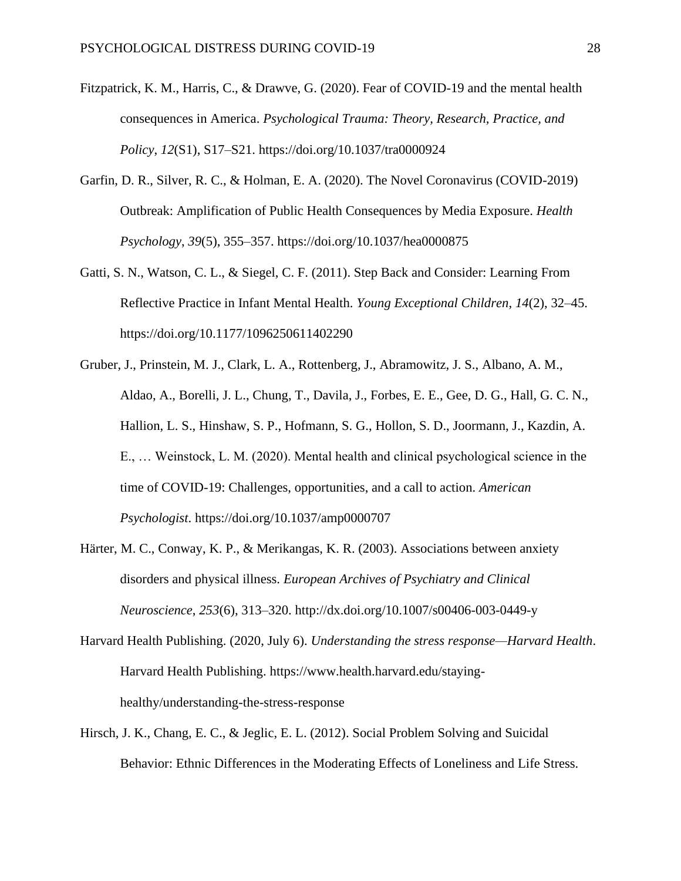Fitzpatrick, K. M., Harris, C., & Drawve, G. (2020). Fear of COVID-19 and the mental health consequences in America. *Psychological Trauma: Theory, Research, Practice, and Policy*, *12*(S1), S17–S21. https://doi.org/10.1037/tra0000924

Garfin, D. R., Silver, R. C., & Holman, E. A. (2020). The Novel Coronavirus (COVID-2019) Outbreak: Amplification of Public Health Consequences by Media Exposure. *Health Psychology*, *39*(5), 355–357. https://doi.org/10.1037/hea0000875

Gatti, S. N., Watson, C. L., & Siegel, C. F. (2011). Step Back and Consider: Learning From Reflective Practice in Infant Mental Health. *Young Exceptional Children*, *14*(2), 32–45. https://doi.org/10.1177/1096250611402290

Gruber, J., Prinstein, M. J., Clark, L. A., Rottenberg, J., Abramowitz, J. S., Albano, A. M., Aldao, A., Borelli, J. L., Chung, T., Davila, J., Forbes, E. E., Gee, D. G., Hall, G. C. N., Hallion, L. S., Hinshaw, S. P., Hofmann, S. G., Hollon, S. D., Joormann, J., Kazdin, A. E., … Weinstock, L. M. (2020). Mental health and clinical psychological science in the time of COVID-19: Challenges, opportunities, and a call to action. *American Psychologist*. https://doi.org/10.1037/amp0000707

Härter, M. C., Conway, K. P., & Merikangas, K. R. (2003). Associations between anxiety disorders and physical illness. *European Archives of Psychiatry and Clinical Neuroscience*, *253*(6), 313–320. http://dx.doi.org/10.1007/s00406-003-0449-y

Harvard Health Publishing. (2020, July 6). *Understanding the stress response—Harvard Health*. Harvard Health Publishing. https://www.health.harvard.edu/staying-healthy/understanding-the-stress-response

Hirsch, J. K., Chang, E. C., & Jeglic, E. L. (2012). Social Problem Solving and Suicidal Behavior: Ethnic Differences in the Moderating Effects of Loneliness and Life Stress.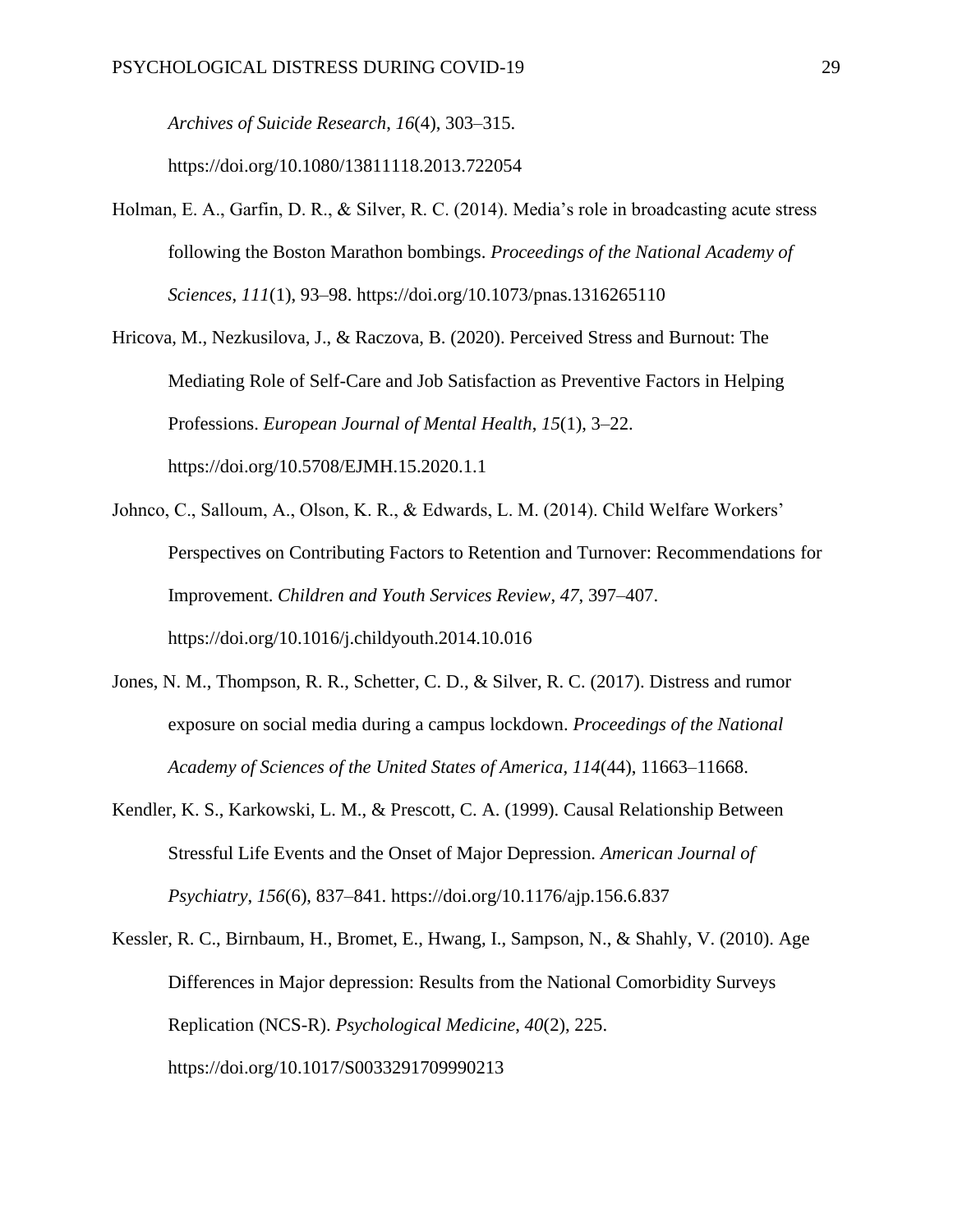*Archives of Suicide Research*, *16*(4), 303–315. https://doi.org/10.1080/13811118.2013.722054

Holman, E. A., Garfin, D. R., & Silver, R. C. (2014). Media's role in broadcasting acute stress following the Boston Marathon bombings. *Proceedings of the National Academy of Sciences*, *111*(1), 93–98. https://doi.org/10.1073/pnas.1316265110

Hricova, M., Nezkusilova, J., & Raczova, B. (2020). Perceived Stress and Burnout: The Mediating Role of Self-Care and Job Satisfaction as Preventive Factors in Helping Professions. *European Journal of Mental Health*, *15*(1), 3–22. https://doi.org/10.5708/EJMH.15.2020.1.1

Johnco, C., Salloum, A., Olson, K. R., & Edwards, L. M. (2014). Child Welfare Workers' Perspectives on Contributing Factors to Retention and Turnover: Recommendations for Improvement. *Children and Youth Services Review*, *47*, 397–407. https://doi.org/10.1016/j.childyouth.2014.10.016

Jones, N. M., Thompson, R. R., Schetter, C. D., & Silver, R. C. (2017). Distress and rumor exposure on social media during a campus lockdown. *Proceedings of the National Academy of Sciences of the United States of America*, *114*(44), 11663–11668.

Kendler, K. S., Karkowski, L. M., & Prescott, C. A. (1999). Causal Relationship Between Stressful Life Events and the Onset of Major Depression. *American Journal of Psychiatry*, *156*(6), 837–841. https://doi.org/10.1176/ajp.156.6.837

Kessler, R. C., Birnbaum, H., Bromet, E., Hwang, I., Sampson, N., & Shahly, V. (2010). Age Differences in Major depression: Results from the National Comorbidity Surveys Replication (NCS-R). *Psychological Medicine*, *40*(2), 225. https://doi.org/10.1017/S0033291709990213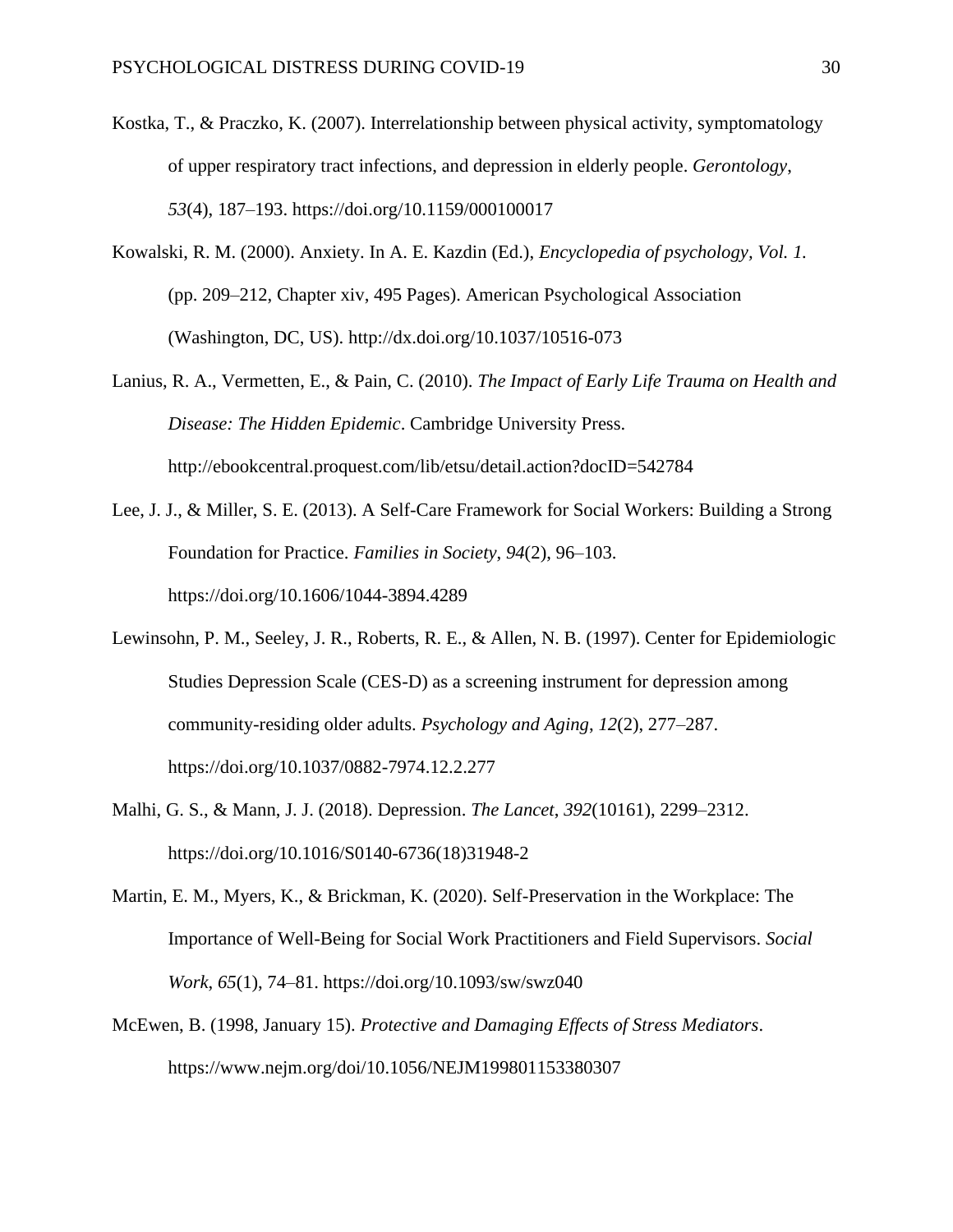Kostka, T., & Praczko, K. (2007). Interrelationship between physical activity, symptomatology of upper respiratory tract infections, and depression in elderly people. *Gerontology*, *53*(4), 187–193. https://doi.org/10.1159/000100017

Kowalski, R. M. (2000). Anxiety. In A. E. Kazdin (Ed.), *Encyclopedia of psychology, Vol. 1.* (pp. 209–212, Chapter xiv, 495 Pages). American Psychological Association (Washington, DC, US). http://dx.doi.org/10.1037/10516-073

Lanius, R. A., Vermetten, E., & Pain, C. (2010). *The Impact of Early Life Trauma on Health and Disease: The Hidden Epidemic*. Cambridge University Press. http://ebookcentral.proquest.com/lib/etsu/detail.action?docID=542784

Lee, J. J., & Miller, S. E. (2013). A Self-Care Framework for Social Workers: Building a Strong Foundation for Practice. *Families in Society*, *94*(2), 96–103. https://doi.org/10.1606/1044-3894.4289

Lewinsohn, P. M., Seeley, J. R., Roberts, R. E., & Allen, N. B. (1997). Center for Epidemiologic Studies Depression Scale (CES-D) as a screening instrument for depression among community-residing older adults. *Psychology and Aging*, *12*(2), 277–287. https://doi.org/10.1037/0882-7974.12.2.277

Malhi, G. S., & Mann, J. J. (2018). Depression. *The Lancet*, *392*(10161), 2299–2312. https://doi.org/10.1016/S0140-6736(18)31948-2

Martin, E. M., Myers, K., & Brickman, K. (2020). Self-Preservation in the Workplace: The Importance of Well-Being for Social Work Practitioners and Field Supervisors. *Social Work*, *65*(1), 74–81. https://doi.org/10.1093/sw/swz040

McEwen, B. (1998, January 15). *Protective and Damaging Effects of Stress Mediators*. https://www.nejm.org/doi/10.1056/NEJM199801153380307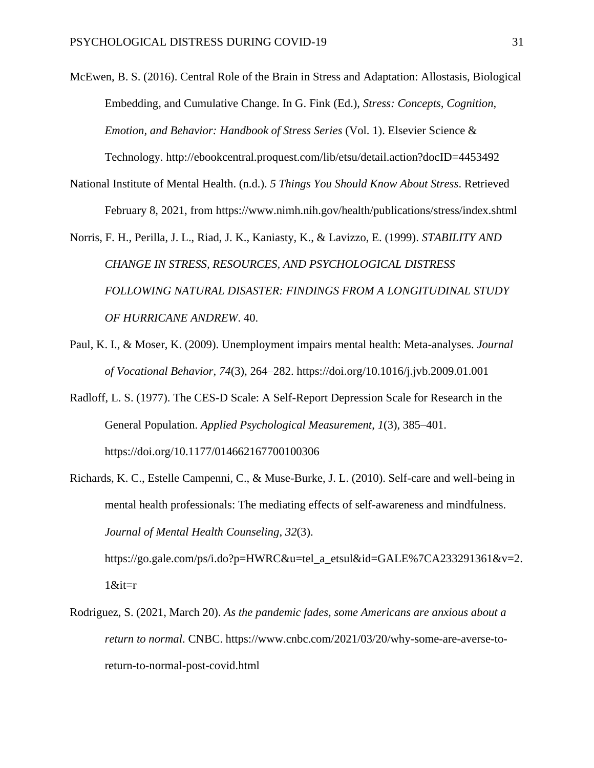McEwen, B. S. (2016). Central Role of the Brain in Stress and Adaptation: Allostasis, Biological Embedding, and Cumulative Change. In G. Fink (Ed.), *Stress: Concepts, Cognition, Emotion, and Behavior: Handbook of Stress Series* (Vol. 1). Elsevier Science & Technology. http://ebookcentral.proquest.com/lib/etsu/detail.action?docID=4453492

National Institute of Mental Health. (n.d.). *5 Things You Should Know About Stress*. Retrieved February 8, 2021, from https://www.nimh.nih.gov/health/publications/stress/index.shtml

Norris, F. H., Perilla, J. L., Riad, J. K., Kaniasty, K., & Lavizzo, E. (1999). *STABILITY AND CHANGE IN STRESS, RESOURCES, AND PSYCHOLOGICAL DISTRESS FOLLOWING NATURAL DISASTER: FINDINGS FROM A LONGITUDINAL STUDY OF HURRICANE ANDREW*. 40.

Paul, K. I., & Moser, K. (2009). Unemployment impairs mental health: Meta-analyses. *Journal of Vocational Behavior*, *74*(3), 264–282. https://doi.org/10.1016/j.jvb.2009.01.001

Radloff, L. S. (1977). The CES-D Scale: A Self-Report Depression Scale for Research in the General Population. *Applied Psychological Measurement*, *1*(3), 385–401. https://doi.org/10.1177/014662167700100306

Richards, K. C., Estelle Campenni, C., & Muse-Burke, J. L. (2010). Self-care and well-being in mental health professionals: The mediating effects of self-awareness and mindfulness. *Journal of Mental Health Counseling*, *32*(3). https://go.gale.com/ps/i.do?p=HWRC&u=tel_a_etsul&id=GALE%7CA233291361&v=2.1&it=r

Rodriguez, S. (2021, March 20). *As the pandemic fades, some Americans are anxious about a return to normal*. CNBC. https://www.cnbc.com/2021/03/20/why-some-are-averse-to-return-to-normal-post-covid.html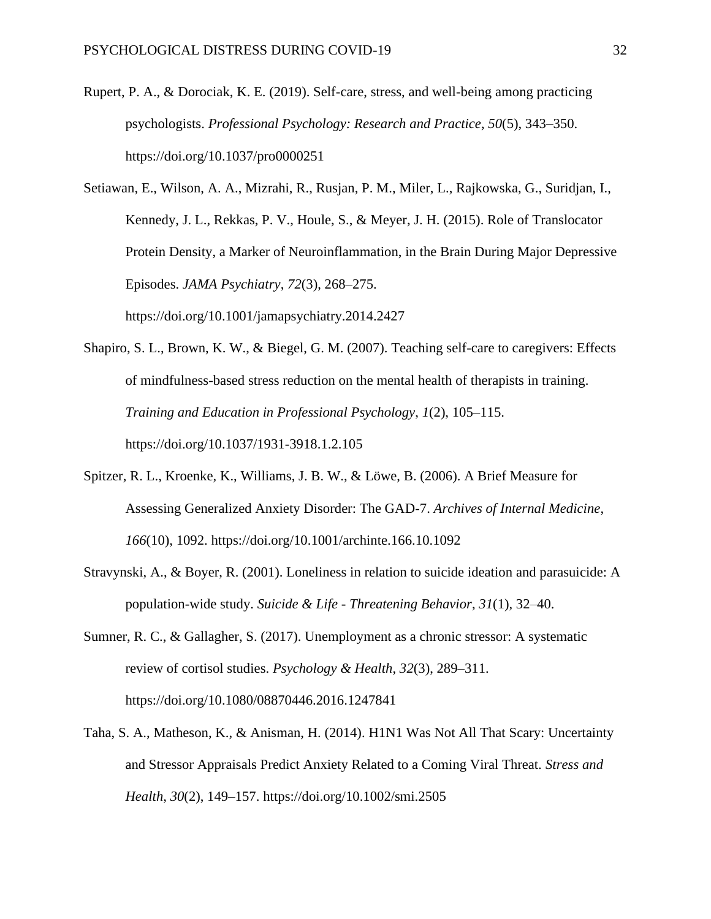Rupert, P. A., & Dorociak, K. E. (2019). Self-care, stress, and well-being among practicing psychologists. *Professional Psychology: Research and Practice*, *50*(5), 343–350. https://doi.org/10.1037/pro0000251

Setiawan, E., Wilson, A. A., Mizrahi, R., Rusjan, P. M., Miler, L., Rajkowska, G., Suridjan, I., Kennedy, J. L., Rekkas, P. V., Houle, S., & Meyer, J. H. (2015). Role of Translocator Protein Density, a Marker of Neuroinflammation, in the Brain During Major Depressive Episodes. *JAMA Psychiatry*, *72*(3), 268–275. https://doi.org/10.1001/jamapsychiatry.2014.2427

Shapiro, S. L., Brown, K. W., & Biegel, G. M. (2007). Teaching self-care to caregivers: Effects of mindfulness-based stress reduction on the mental health of therapists in training. *Training and Education in Professional Psychology*, *1*(2), 105–115. https://doi.org/10.1037/1931-3918.1.2.105

Spitzer, R. L., Kroenke, K., Williams, J. B. W., & Löwe, B. (2006). A Brief Measure for Assessing Generalized Anxiety Disorder: The GAD-7. *Archives of Internal Medicine*, *166*(10), 1092. https://doi.org/10.1001/archinte.166.10.1092

Stravynski, A., & Boyer, R. (2001). Loneliness in relation to suicide ideation and parasuicide: A population-wide study. *Suicide & Life - Threatening Behavior*, *31*(1), 32–40.

Sumner, R. C., & Gallagher, S. (2017). Unemployment as a chronic stressor: A systematic review of cortisol studies. *Psychology & Health*, *32*(3), 289–311. https://doi.org/10.1080/08870446.2016.1247841

Taha, S. A., Matheson, K., & Anisman, H. (2014). H1N1 Was Not All That Scary: Uncertainty and Stressor Appraisals Predict Anxiety Related to a Coming Viral Threat. *Stress and Health*, *30*(2), 149–157. https://doi.org/10.1002/smi.2505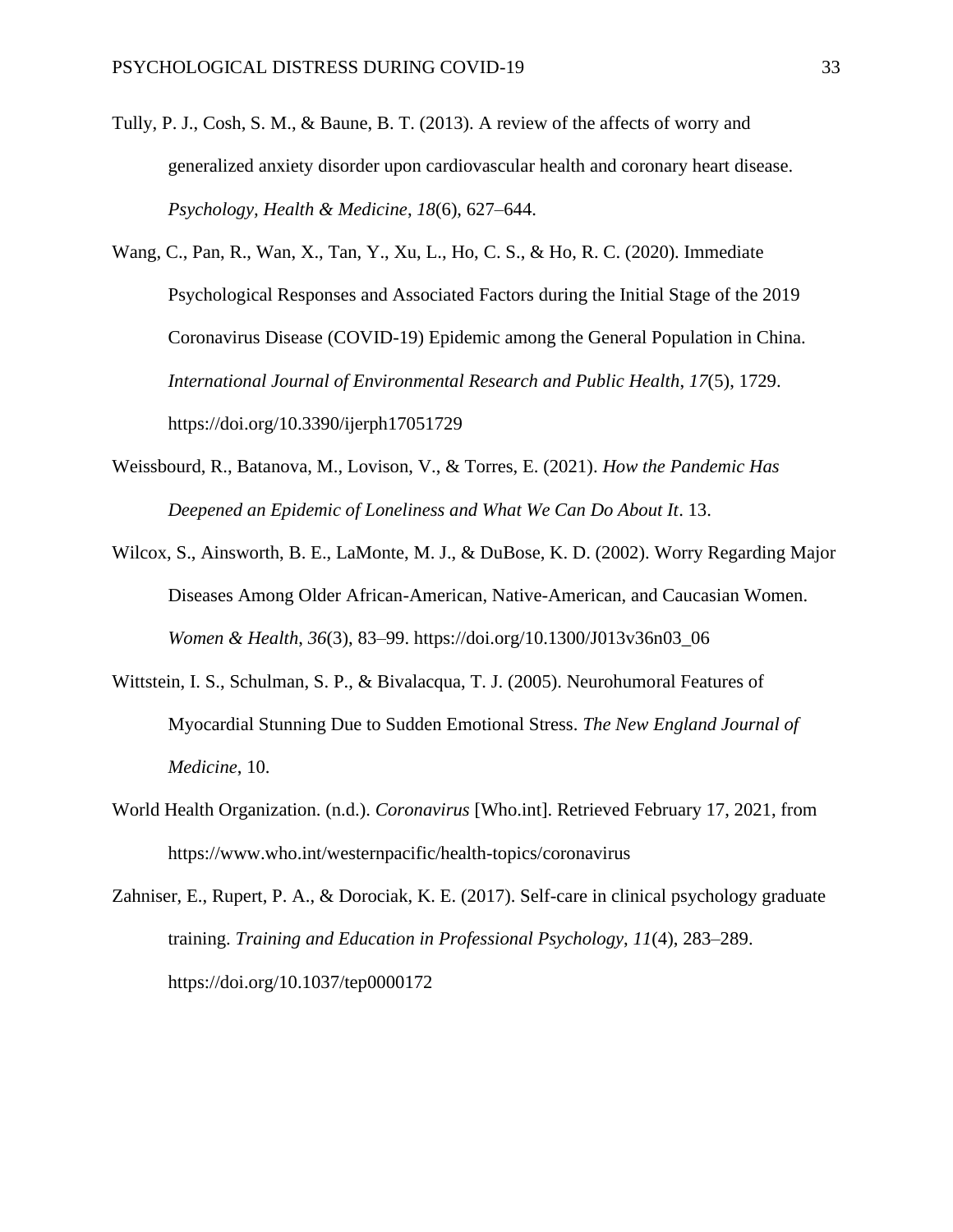Tully, P. J., Cosh, S. M., & Baune, B. T. (2013). A review of the affects of worry and generalized anxiety disorder upon cardiovascular health and coronary heart disease. *Psychology, Health & Medicine*, *18*(6), 627–644.

Wang, C., Pan, R., Wan, X., Tan, Y., Xu, L., Ho, C. S., & Ho, R. C. (2020). Immediate Psychological Responses and Associated Factors during the Initial Stage of the 2019 Coronavirus Disease (COVID-19) Epidemic among the General Population in China. *International Journal of Environmental Research and Public Health*, *17*(5), 1729. https://doi.org/10.3390/ijerph17051729

Weissbourd, R., Batanova, M., Lovison, V., & Torres, E. (2021). *How the Pandemic Has Deepened an Epidemic of Loneliness and What We Can Do About It*. 13.

Wilcox, S., Ainsworth, B. E., LaMonte, M. J., & DuBose, K. D. (2002). Worry Regarding Major Diseases Among Older African-American, Native-American, and Caucasian Women. *Women & Health*, *36*(3), 83–99. https://doi.org/10.1300/J013v36n03_06

Wittstein, I. S., Schulman, S. P., & Bivalacqua, T. J. (2005). Neurohumoral Features of Myocardial Stunning Due to Sudden Emotional Stress. *The New England Journal of Medicine*, 10.

World Health Organization. (n.d.). *Coronavirus* [Who.int]. Retrieved February 17, 2021, from https://www.who.int/westernpacific/health-topics/coronavirus

Zahniser, E., Rupert, P. A., & Dorociak, K. E. (2017). Self-care in clinical psychology graduate training. *Training and Education in Professional Psychology*, *11*(4), 283–289. https://doi.org/10.1037/tep0000172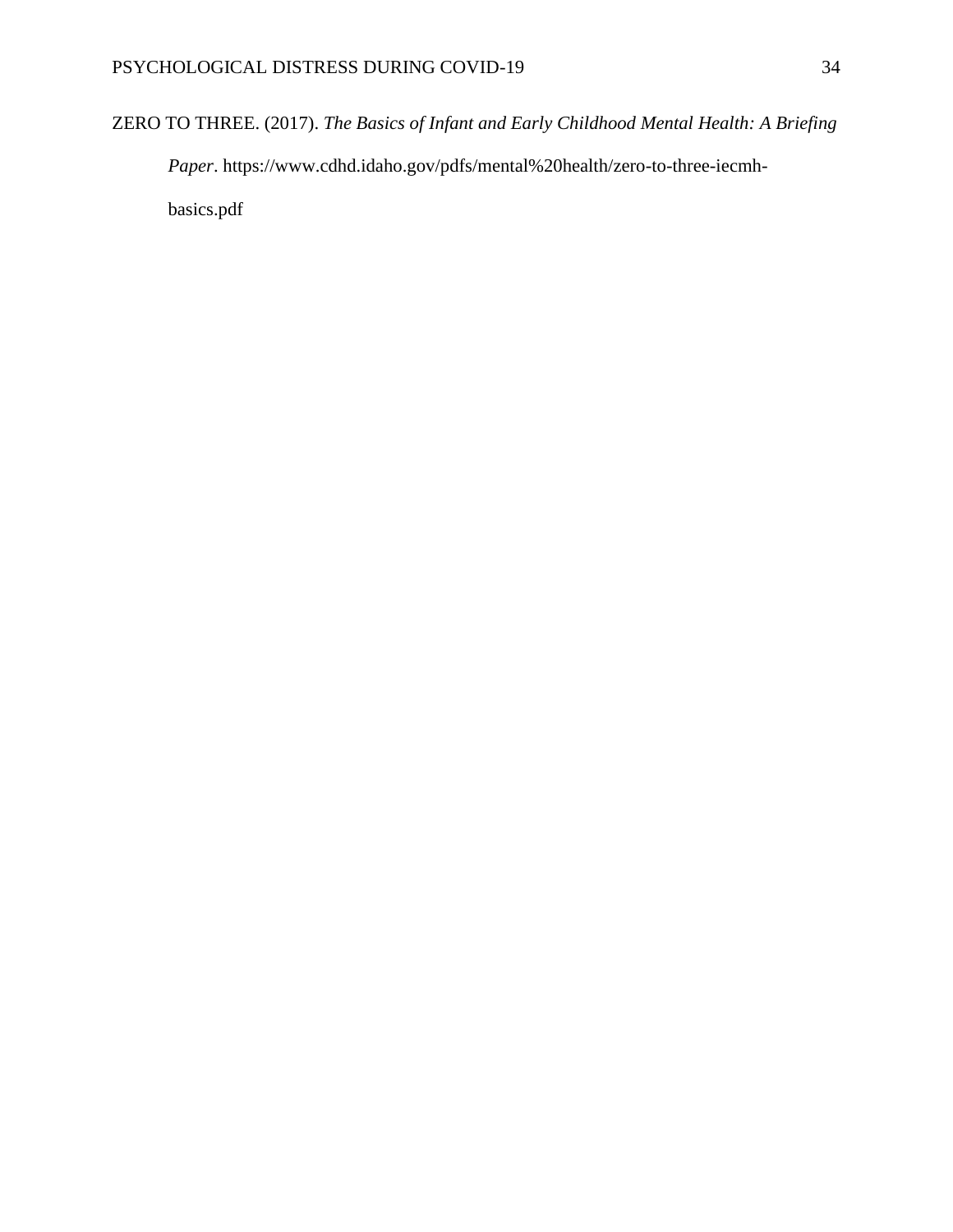ZERO TO THREE. (2017). *The Basics of Infant and Early Childhood Mental Health: A Briefing Paper*. https://www.cdhd.idaho.gov/pdfs/mental%20health/zero-to-three-iecmh-basics.pdf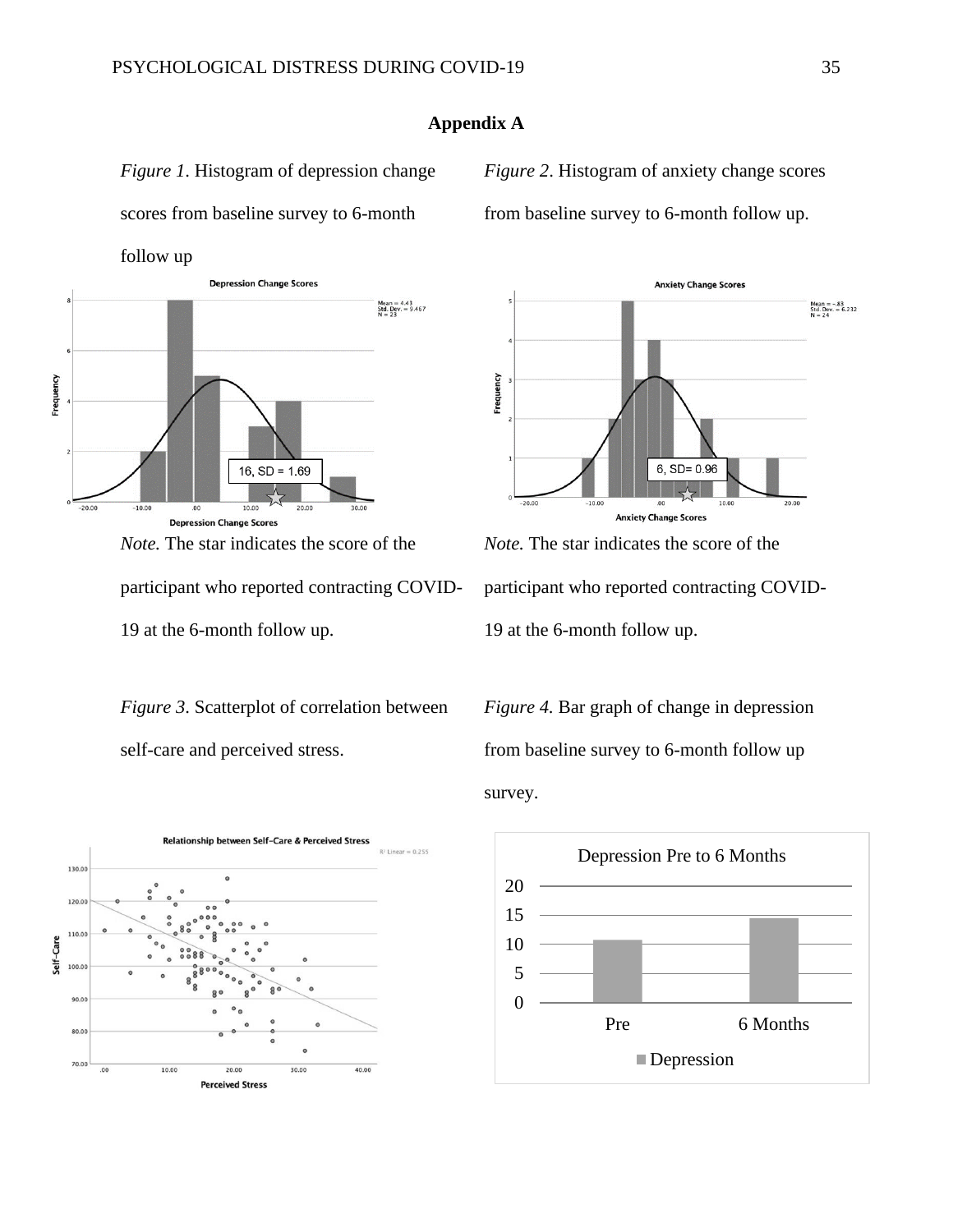## Appendix A

*Figure 1*. Histogram of depression change scores from baseline survey to 6-month follow up

*Note.* The star indicates the score of the participant who reported contracting COVID-19 at the 6-month follow up.

*Figure 2*. Histogram of anxiety change scores from baseline survey to 6-month follow up.

*Note.* The star indicates the score of the participant who reported contracting COVID-19 at the 6-month follow up.

*Figure 3*. Scatterplot of correlation between self-care and perceived stress.

*Figure 4.* Bar graph of change in depression from baseline survey to 6-month follow up survey.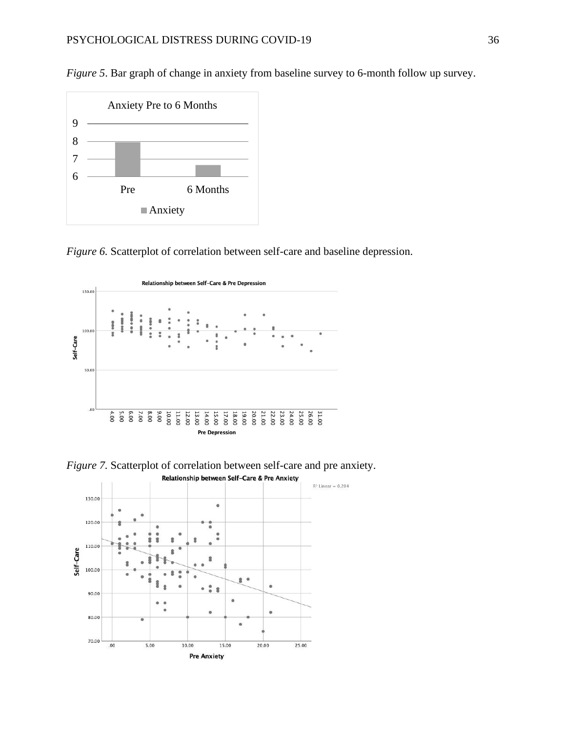*Figure 5*. Bar graph of change in anxiety from baseline survey to 6-month follow up survey.

Anxiety Pre to 6 Months

9
8
7
6

Pre
6 Months

Anxiety

*Figure 6.* Scatterplot of correlation between self-care and baseline depression.

Relationship between Self-Care & Pre Depression

150.00
100.00
50.00
.00

Self-Care

4.00 5.00 6.00 7.00 8.00 9.00 10.00 11.00 12.00 13.00 14.00 15.00 17.00 18.00 19.00 20.00 21.00 22.00 23.00 24.00 25.00 26.00 31.00

Pre Depression

*Figure 7.* Scatterplot of correlation between self-care and pre anxiety.

Relationship between Self-Care & Pre Anxiety

$R^2$ Linear = 0.204

130.00
120.00
110.00
100.00
90.00
80.00
70.00

Self-Care

.00 5.00 10.00 15.00 20.00 25.00

Pre Anxiety